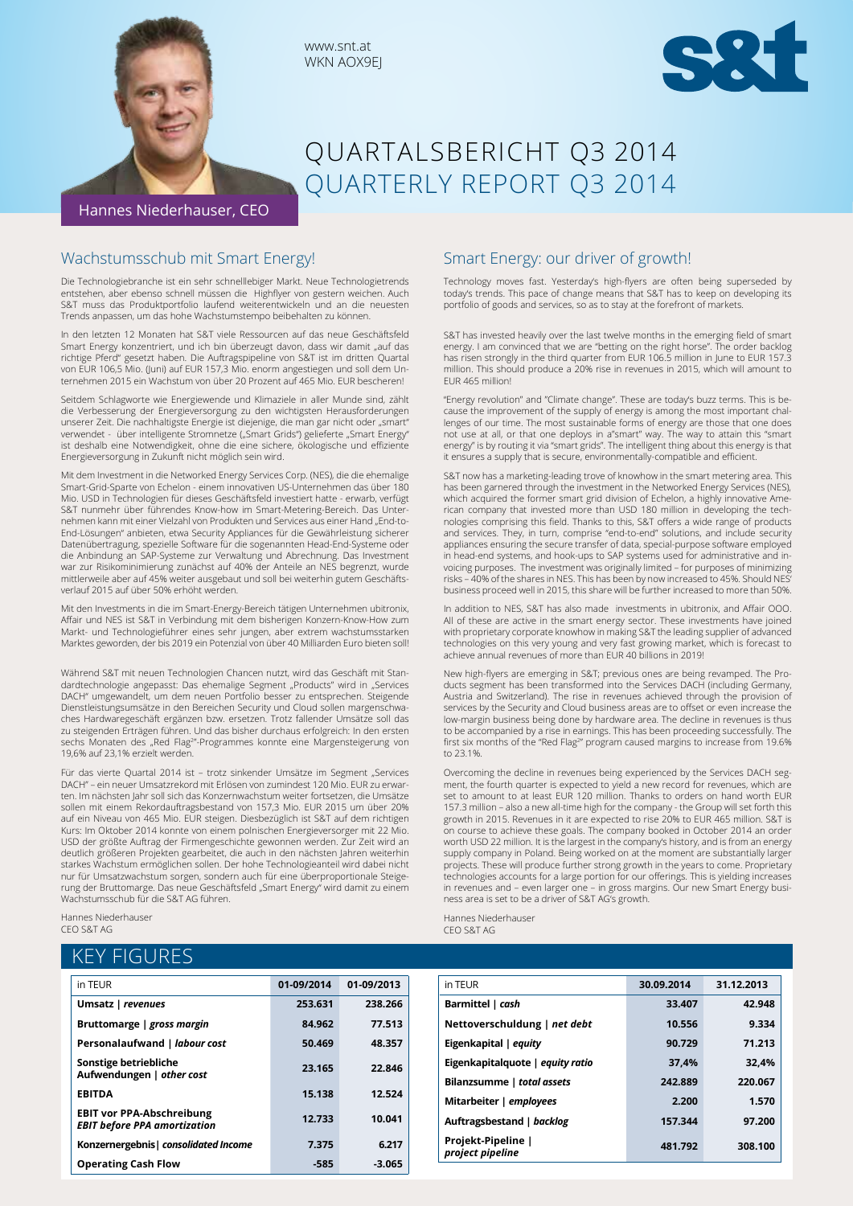www.snt.at
WKN AOX9EJ

# QUARTALSBERICHT Q3 2014
# QUARTERLY REPORT Q3 2014

Hannes Niederhauser, CEO

## Wachstumsschub mit Smart Energy!

Die Technologiebranche ist ein sehr schnelllebiger Markt. Neue Technologietrends entstehen, aber ebenso schnell müssen die Highflyer von gestern weichen. Auch S&T muss das Produktportfolio laufend weiterentwickeln und an die neuesten Trends anpassen, um das hohe Wachstumstempo beibehalten zu können.

In den letzten 12 Monaten hat S&T viele Ressourcen auf das neue Geschäftsfeld Smart Energy konzentriert, und ich bin überzeugt davon, dass wir damit „auf das richtige Pferd" gesetzt haben. Die Auftragspipeline von S&T ist im dritten Quartal von EUR 106,5 Mio. (Juni) auf EUR 157,3 Mio. enorm angestiegen und soll dem Unternehmen 2015 ein Wachstum von über 20 Prozent auf 465 Mio. EUR bescheren!

Seitdem Schlagworte wie Energiewende und Klimaziele in aller Munde sind, zählt die Verbesserung der Energieversorgung zu den wichtigsten Herausforderungen unserer Zeit. Die nachhaltigste Energie ist diejenige, die man gar nicht oder „smart" verwendet - über intelligente Stromnetze („Smart Grids") gelieferte „Smart Energy" ist deshalb eine Notwendigkeit, ohne die eine sichere, ökologische und effiziente Energieversorgung in Zukunft nicht möglich sein wird.

Mit dem Investment in die Networked Energy Services Corp. (NES), die die ehemalige Smart-Grid-Sparte von Echelon - einem innovativen US-Unternehmen das über 180 Mio. USD in Technologien für dieses Geschäftsfeld investiert hatte - erwarb, verfügt S&T nunmehr über führendes Know-how im Smart-Metering-Bereich. Das Unternehmen kann mit einer Vielzahl von Produkten und Services aus einer Hand „End-to-End-Lösungen" anbieten, etwa Security Appliances für die Gewährleistung sicherer Datenübertragung, spezielle Software für die sogenannten Head-End-Systeme oder die Anbindung an SAP-Systeme zur Verwaltung und Abrechnung. Das Investment war zur Risikominimierung zunächst auf 40% der Anteile an NES begrenzt, wurde mittlerweile aber auf 45% weiter ausgebaut und soll bei weiterhin gutem Geschäftsverlauf 2015 auf über 50% erhöht werden.

Mit den Investments in die im Smart-Energy-Bereich tätigen Unternehmen ubitronix, Affair und NES ist S&T in Verbindung mit dem bisherigen Konzern-Know-How zum Markt- und Technologieführer eines sehr jungen, aber extrem wachstumsstarken Marktes geworden, der bis 2019 ein Potenzial von über 40 Milliarden Euro bieten soll!

Während S&T mit neuen Technologien Chancen nutzt, wird das Geschäft mit Standardtechnologie angepasst: Das ehemalige Segment „Products" wird in „Services DACH" umgewandelt, um dem neuen Portfolio besser zu entsprechen. Steigende Dienstleistungsumsätze in den Bereichen Security und Cloud sollen margenschwaches Hardwaregeschäft ergänzen bzw. ersetzen. Trotz fallender Umsätze soll das zu steigenden Erträgen führen. Und das bisher durchaus erfolgreich: In den ersten sechs Monaten des „Red Flag²"-Programmes konnte eine Margensteigerung von 19,6% auf 23,1% erzielt werden.

Für das vierte Quartal 2014 ist – trotz sinkender Umsätze im Segment „Services DACH" – ein neuer Umsatzrekord mit Erlösen von zumindest 120 Mio. EUR zu erwarten. Im nächsten Jahr soll sich das Konzernwachstum weiter fortsetzen, die Umsätze sollen mit einem Rekordauftragsbestand von 157,3 Mio. EUR 2015 um über 20% auf ein Niveau von 465 Mio. EUR steigen. Diesbezüglich ist S&T auf dem richtigen Kurs: Im Oktober 2014 konnte von einem polnischen Energieversorger mit 22 Mio. USD der größte Auftrag der Firmengeschichte gewonnen werden. Zur Zeit wird an deutlich größeren Projekten gearbeitet, die auch in den nächsten Jahren weiterhin starkes Wachstum ermöglichen sollen. Der hohe Technologieanteil wird dabei nicht nur für Umsatzwachstum sorgen, sondern auch für eine überproportionale Steigerung der Bruttomarge. Das neue Geschäftsfeld „Smart Energy" wird damit zu einem Wachstumsschub für die S&T AG führen.

Hannes Niederhauser
CEO S&T AG

## Smart Energy: our driver of growth!

Technology moves fast. Yesterday's high-flyers are often being superseded by today's trends. This pace of change means that S&T has to keep on developing its portfolio of goods and services, so as to stay at the forefront of markets.

S&T has invested heavily over the last twelve months in the emerging field of smart energy. I am convinced that we are "betting on the right horse". The order backlog has risen strongly in the third quarter from EUR 106.5 million in June to EUR 157.3 million. This should produce a 20% rise in revenues in 2015, which will amount to EUR 465 million!

"Energy revolution" and "Climate change". These are today's buzz terms. This is because the improvement of the supply of energy is among the most important challenges of our time. The most sustainable forms of energy are those that one does not use at all, or that one deploys in a"smart" way. The way to attain this "smart energy" is by routing it via "smart grids". The intelligent thing about this energy is that it ensures a supply that is secure, environmentally-compatible and efficient.

S&T now has a marketing-leading trove of knowhow in the smart metering area. This has been garnered through the investment in the Networked Energy Services (NES), which acquired the former smart grid division of Echelon, a highly innovative American company that invested more than USD 180 million in developing the technologies comprising this field. Thanks to this, S&T offers a wide range of products and services. They, in turn, comprise "end-to-end" solutions, and include security appliances ensuring the secure transfer of data, special-purpose software employed in head-end systems, and hook-ups to SAP systems used for administrative and invoicing purposes. The investment was originally limited – for purposes of minimizing risks – 40% of the shares in NES. This has been by now increased to 45%. Should NES' business proceed well in 2015, this share will be further increased to more than 50%.

In addition to NES, S&T has also made investments in ubitronix, and Affair OOO. All of these are active in the smart energy sector. These investments have joined with proprietary corporate knowhow in making S&T the leading supplier of advanced technologies on this very young and very fast growing market, which is forecast to achieve annual revenues of more than EUR 40 billions in 2019!

New high-flyers are emerging in S&T; previous ones are being revamped. The Products segment has been transformed into the Services DACH (including Germany, Austria and Switzerland). The rise in revenues achieved through the provision of services by the Security and Cloud business areas are to offset or even increase the low-margin business being done by hardware area. The decline in revenues is thus to be accompanied by a rise in earnings. This has been proceeding successfully. The first six months of the "Red Flag²" program caused margins to increase from 19.6% to 23.1%.

Overcoming the decline in revenues being experienced by the Services DACH segment, the fourth quarter is expected to yield a new record for revenues, which are set to amount to at least EUR 120 million. Thanks to orders on hand worth EUR 157.3 million – also a new all-time high for the company - the Group will set forth this growth in 2015. Revenues in it are expected to rise 20% to EUR 465 million. S&T is on course to achieve these goals. The company booked in October 2014 an order worth USD 22 million. It is the largest in the company's history, and is from an energy supply company in Poland. Being worked on at the moment are substantially larger projects. These will produce further strong growth in the years to come. Proprietary technologies accounts for a large portion for our offerings. This is yielding increases in revenues and – even larger one – in gross margins. Our new Smart Energy business area is set to be a driver of S&T AG's growth.

Hannes Niederhauser
CEO S&T AG

## KEY FIGURES

| in TEUR | 01-09/2014 | 01-09/2013 |
|---|---|---|
| **Umsatz \| *revenues*** | 253.631 | 238.266 |
| **Bruttomarge \| *gross margin*** | 84.962 | 77.513 |
| **Personalaufwand \| *labour cost*** | 50.469 | 48.357 |
| **Sonstige betriebliche Aufwendungen \| *other cost*** | 23.165 | 22.846 |
| **EBITDA** | 15.138 | 12.524 |
| **EBIT vor PPA-Abschreibung *EBIT before PPA amortization*** | 12.733 | 10.041 |
| **Konzernergebnis \| *consolidated Income*** | 7.375 | 6.217 |
| **Operating Cash Flow** | -585 | -3.065 |

| in TEUR | 30.09.2014 | 31.12.2013 |
|---|---|---|
| **Barmittel \| *cash*** | 33.407 | 42.948 |
| **Nettoverschuldung \| *net debt*** | 10.556 | 9.334 |
| **Eigenkapital \| *equity*** | 90.729 | 71.213 |
| **Eigenkapitalquote \| *equity ratio*** | 37,4% | 32,4% |
| **Bilanzsumme \| *total assets*** | 242.889 | 220.067 |
| **Mitarbeiter \| *employees*** | 2.200 | 1.570 |
| **Auftragsbestand \| *backlog*** | 157.344 | 97.200 |
| **Projekt-Pipeline \| *project pipeline*** | 481.792 | 308.100 |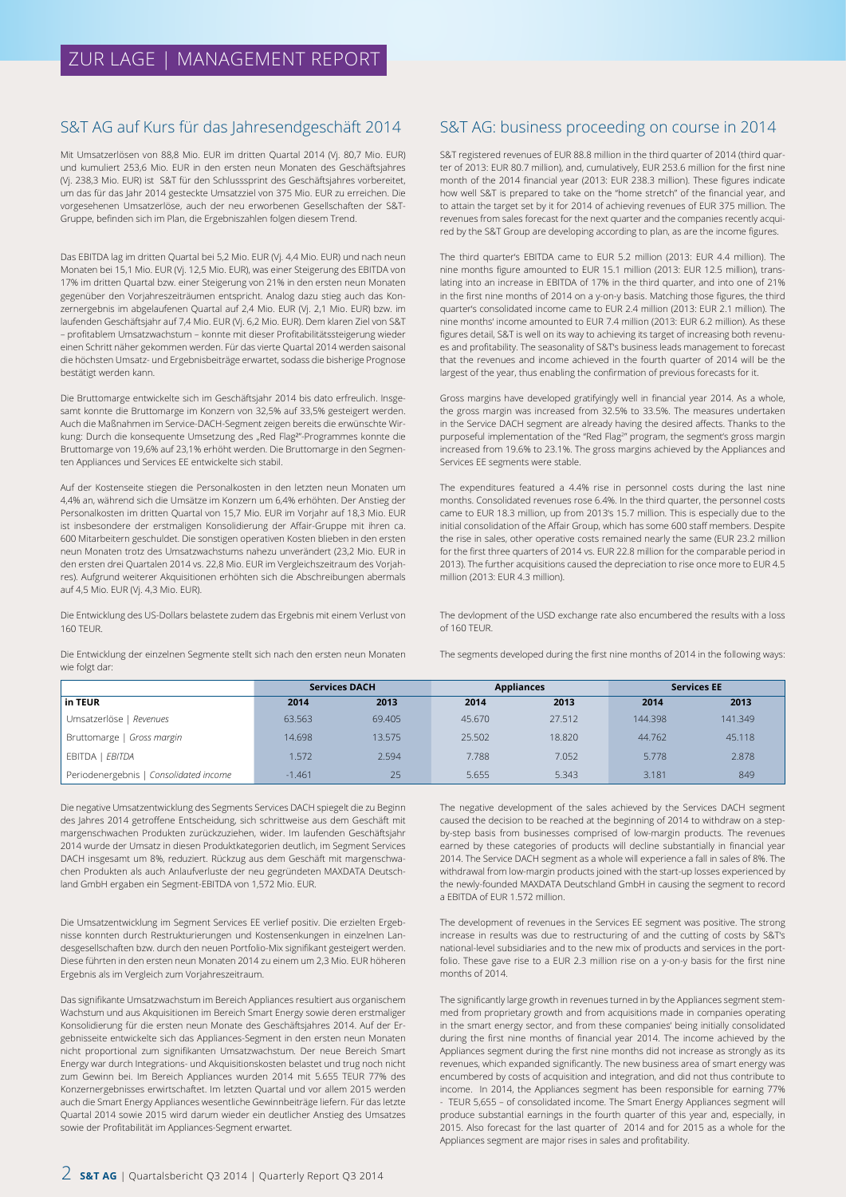## S&T AG auf Kurs für das Jahresendgeschäft 2014

Mit Umsatzerlösen von 88,8 Mio. EUR im dritten Quartal 2014 (Vj. 80,7 Mio. EUR) und kumuliert 253,6 Mio. EUR in den ersten neun Monaten des Geschäftsjahres (Vj. 238,3 Mio. EUR) ist S&T für den Schlusssprint des Geschäftsjahres vorbereitet, um das für das Jahr 2014 gesteckte Umsatzziel von 375 Mio. EUR zu erreichen. Die vorgesehenen Umsatzerlöse, auch der neu erworbenen Gesellschaften der S&T-Gruppe, befinden sich im Plan, die Ergebniszahlen folgen diesem Trend.

Das EBITDA lag im dritten Quartal bei 5,2 Mio. EUR (Vj. 4,4 Mio. EUR) und nach neun Monaten bei 15,1 Mio. EUR (Vj. 12,5 Mio. EUR), was einer Steigerung des EBITDA von 17% im dritten Quartal bzw. einer Steigerung von 21% in den ersten neun Monaten gegenüber den Vorjahreszeiträumen entspricht. Analog dazu stieg auch das Konzernergebnis im abgelaufenen Quartal auf 2,4 Mio. EUR (Vj. 2,1 Mio. EUR) bzw. im laufenden Geschäftsjahr auf 7,4 Mio. EUR (Vj. 6,2 Mio. EUR). Dem klaren Ziel von S&T – profitablem Umsatzwachstum – konnte mit dieser Profitabilitätssteigerung wieder einen Schritt näher gekommen werden. Für das vierte Quartal 2014 werden saisonal die höchsten Umsatz- und Ergebnisbeiträge erwartet, sodass die bisherige Prognose bestätigt werden kann.

Die Bruttomarge entwickelte sich im Geschäftsjahr 2014 bis dato erfreulich. Insgesamt konnte die Bruttomarge im Konzern von 32,5% auf 33,5% gesteigert werden. Auch die Maßnahmen im Service-DACH-Segment zeigen bereits die erwünschte Wirkung: Durch die konsequente Umsetzung des „Red Flag²"-Programmes konnte die Bruttomarge von 19,6% auf 23,1% erhöht werden. Die Bruttomarge in den Segmenten Appliances und Services EE entwickelte sich stabil.

Auf der Kostenseite stiegen die Personalkosten in den letzten neun Monaten um 4,4% an, während sich die Umsätze im Konzern um 6,4% erhöhten. Der Anstieg der Personalkosten im dritten Quartal von 15,7 Mio. EUR im Vorjahr auf 18,3 Mio. EUR ist insbesondere der erstmaligen Konsolidierung der Affair-Gruppe mit ihren ca. 600 Mitarbeitern geschuldet. Die sonstigen operativen Kosten blieben in den ersten neun Monaten trotz des Umsatzwachstums nahezu unverändert (23,2 Mio. EUR in den ersten drei Quartalen 2014 vs. 22,8 Mio. EUR im Vergleichszeitraum des Vorjahres). Aufgrund weiterer Akquisitionen erhöhten sich die Abschreibungen abermals auf 4,5 Mio. EUR (Vj. 4,3 Mio. EUR).

Die Entwicklung des US-Dollars belastete zudem das Ergebnis mit einem Verlust von 160 TEUR.

Die Entwicklung der einzelnen Segmente stellt sich nach den ersten neun Monaten wie folgt dar:

## S&T AG: business proceeding on course in 2014

S&T registered revenues of EUR 88.8 million in the third quarter of 2014 (third quarter of 2013: EUR 80.7 million), and, cumulatively, EUR 253.6 million for the first nine month of the 2014 financial year (2013: EUR 238.3 million). These figures indicate how well S&T is prepared to take on the "home stretch" of the financial year, and to attain the target set by it for 2014 of achieving revenues of EUR 375 million. The revenues from sales forecast for the next quarter and the companies recently acquired by the S&T Group are developing according to plan, as are the income figures.

The third quarter's EBITDA came to EUR 5.2 million (2013: EUR 4.4 million). The nine months figure amounted to EUR 15.1 million (2013: EUR 12.5 million), translating into an increase in EBITDA of 17% in the third quarter, and into one of 21% in the first nine months of 2014 on a y-on-y basis. Matching those figures, the third quarter's consolidated income came to EUR 2.4 million (2013: EUR 2.1 million). The nine months' income amounted to EUR 7.4 million (2013: EUR 6.2 million). As these figures detail, S&T is well on its way to achieving its target of increasing both revenues and profitability. The seasonality of S&T's business leads management to forecast that the revenues and income achieved in the fourth quarter of 2014 will be the largest of the year, thus enabling the confirmation of previous forecasts for it.

Gross margins have developed gratifyingly well in financial year 2014. As a whole, the gross margin was increased from 32.5% to 33.5%. The measures undertaken in the Service DACH segment are already having the desired affects. Thanks to the purposeful implementation of the "Red Flag²" program, the segment's gross margin increased from 19.6% to 23.1%. The gross margins achieved by the Appliances and Services EE segments were stable.

The expenditures featured a 4.4% rise in personnel costs during the last nine months. Consolidated revenues rose 6.4%. In the third quarter, the personnel costs came to EUR 18.3 million, up from 2013's 15.7 million. This is especially due to the initial consolidation of the Affair Group, which has some 600 staff members. Despite the rise in sales, other operative costs remained nearly the same (EUR 23.2 million for the first three quarters of 2014 vs. EUR 22.8 million for the comparable period in 2013). The further acquisitions caused the depreciation to rise once more to EUR 4.5 million (2013: EUR 4.3 million).

The devlopment of the USD exchange rate also encumbered the results with a loss of 160 TEUR.

The segments developed during the first nine months of 2014 in the following ways:

| | Services DACH | | Appliances | | Services EE | |
|---|---|---|---|---|---|---|
| **in TEUR** | **2014** | **2013** | **2014** | **2013** | **2014** | **2013** |
| Umsatzerlöse \| *Revenues* | 63.563 | 69.405 | 45.670 | 27.512 | 144.398 | 141.349 |
| Bruttomarge \| *Gross margin* | 14.698 | 13.575 | 25.502 | 18.820 | 44.762 | 45.118 |
| EBITDA \| *EBITDA* | 1.572 | 2.594 | 7.788 | 7.052 | 5.778 | 2.878 |
| Periodenergebnis \| *Consolidated income* | -1.461 | 25 | 5.655 | 5.343 | 3.181 | 849 |

Die negative Umsatzentwicklung des Segments Services DACH spiegelt die zu Beginn des Jahres 2014 getroffene Entscheidung, sich schrittweise aus dem Geschäft mit margenschwachen Produkten zurückzuziehen, wider. Im laufenden Geschäftsjahr 2014 wurde der Umsatz in diesen Produktkategorien deutlich, im Segment Services DACH insgesamt um 8%, reduziert. Rückzug aus dem Geschäft mit margenschwachen Produkten als auch Anlaufverluste der neu gegründeten MAXDATA Deutschland GmbH ergaben ein Segment-EBITDA von 1,572 Mio. EUR.

Die Umsatzentwicklung im Segment Services EE verlief positiv. Die erzielten Ergebnisse konnten durch Restrukturierungen und Kostensenkungen in einzelnen Landesgesellschaften bzw. durch den neuen Portfolio-Mix signifikant gesteigert werden. Diese führten in den ersten neun Monaten 2014 zu einem um 2,3 Mio. EUR höheren Ergebnis als im Vergleich zum Vorjahreszeitraum.

Das signifikante Umsatzwachstum im Bereich Appliances resultiert aus organischem Wachstum und aus Akquisitionen im Bereich Smart Energy sowie deren erstmaliger Konsolidierung für die ersten neun Monate des Geschäftsjahres 2014. Auf der Ergebnisseite entwickelte sich das Appliances-Segment in den ersten neun Monaten nicht proportional zum signifikanten Umsatzwachstum. Der neue Bereich Smart Energy war durch Integrations- und Akquisitionskosten belastet und trug noch nicht zum Gewinn bei. Im Bereich Appliances wurden 2014 mit 5.655 TEUR 77% des Konzernergebnisses erwirtschaftet. Im letzten Quartal und vor allem 2015 werden auch die Smart Energy Appliances wesentliche Gewinnbeiträge liefern. Für das letzte Quartal 2014 sowie 2015 wird darum wieder ein deutlicher Anstieg des Umsatzes sowie der Profitabilität im Appliances-Segment erwartet.

The negative development of the sales achieved by the Services DACH segment caused the decision to be reached at the beginning of 2014 to withdraw on a step-by-step basis from businesses comprised of low-margin products. The revenues earned by these categories of products will decline substantially in financial year 2014. The Service DACH segment as a whole will experience a fall in sales of 8%. The withdrawal from low-margin products joined with the start-up losses experienced by the newly-founded MAXDATA Deutschland GmbH in causing the segment to record a EBITDA of EUR 1.572 million.

The development of revenues in the Services EE segment was positive. The strong increase in results was due to restructuring of and the cutting of costs by S&T's national-level subsidiaries and to the new mix of products and services in the portfolio. These gave rise to a EUR 2.3 million rise on a y-on-y basis for the first nine months of 2014.

The significantly large growth in revenues turned in by the Appliances segment stemmed from proprietary growth and from acquisitions made in companies operating in the smart energy sector, and from these companies' being initially consolidated during the first nine months of financial year 2014. The income achieved by the Appliances segment during the first nine months did not increase as strongly as its revenues, which expanded significantly. The new business area of smart energy was encumbered by costs of acquisition and integration, and did not thus contribute to income. In 2014, the Appliances segment has been responsible for earning 77% - TEUR 5,655 – of consolidated income. The Smart Energy Appliances segment will produce substantial earnings in the fourth quarter of this year and, especially, in 2015. Also forecast for the last quarter of 2014 and for 2015 as a whole for the Appliances segment are major rises in sales and profitability.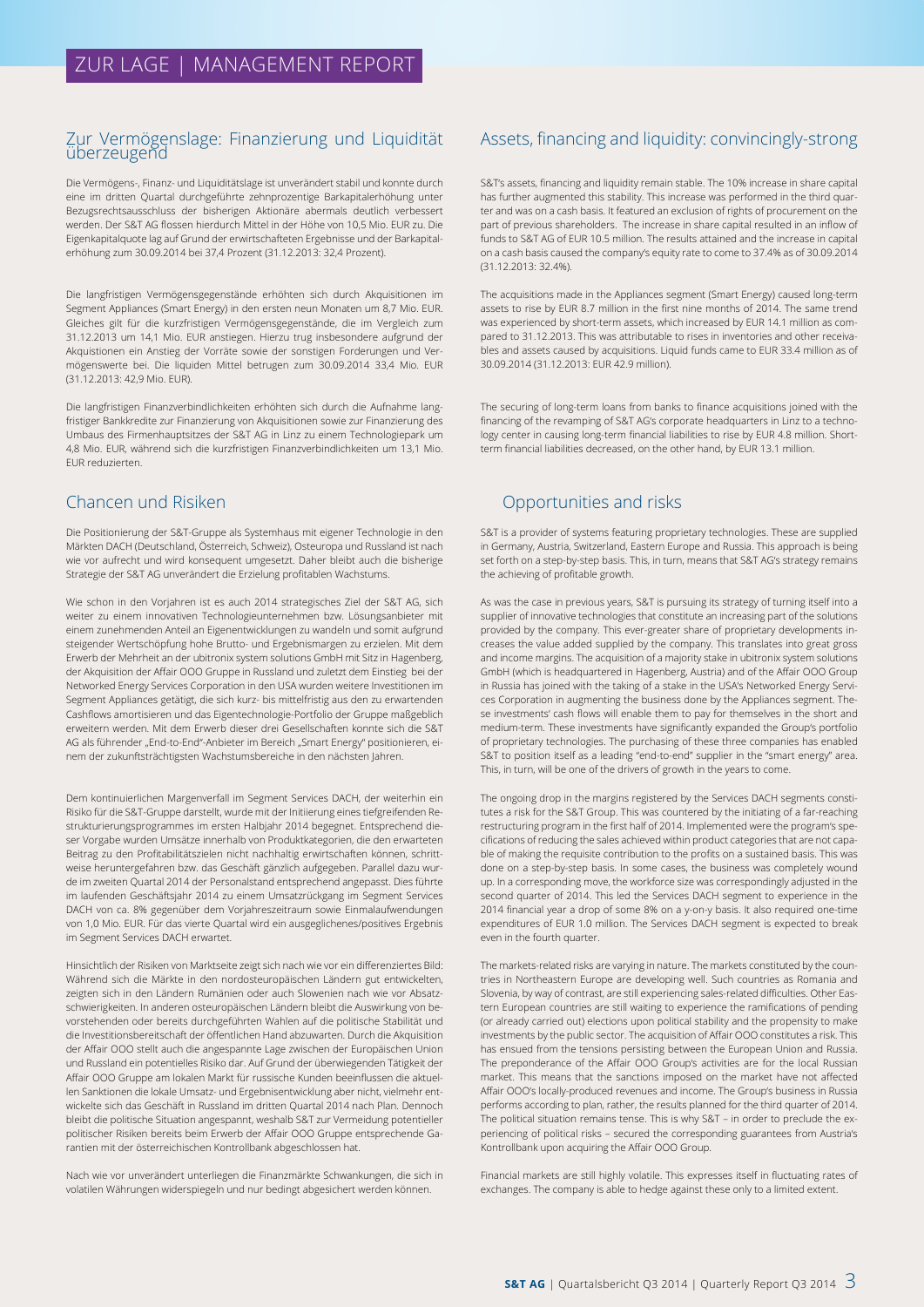# ZUR LAGE | MANAGEMENT REPORT

## Zur Vermögenslage: Finanzierung und Liquidität überzeugend

Die Vermögens-, Finanz- und Liquiditätslage ist unverändert stabil und konnte durch eine im dritten Quartal durchgeführte zehnprozentige Barkapitalerhöhung unter Bezugsrechtsausschluss der bisherigen Aktionäre abermals deutlich verbessert werden. Der S&T AG flossen hierdurch Mittel in der Höhe von 10,5 Mio. EUR zu. Die Eigenkapitalquote lag auf Grund der erwirtschafteten Ergebnisse und der Barkapitalerhöhung zum 30.09.2014 bei 37,4 Prozent (31.12.2013: 32,4 Prozent).

Die langfristigen Vermögensgegenstände erhöhten sich durch Akquisitionen im Segment Appliances (Smart Energy) in den ersten neun Monaten um 8,7 Mio. EUR. Gleiches gilt für die kurzfristigen Vermögensgegenstände, die im Vergleich zum 31.12.2013 um 14,1 Mio. EUR anstiegen. Hierzu trug insbesondere aufgrund der Akquistionen ein Anstieg der Vorräte sowie der sonstigen Forderungen und Vermögenswerte bei. Die liquiden Mittel betrugen zum 30.09.2014 33,4 Mio. EUR (31.12.2013: 42,9 Mio. EUR).

Die langfristigen Finanzverbindlichkeiten erhöhten sich durch die Aufnahme langfristiger Bankkredite zur Finanzierung von Akquisitionen sowie zur Finanzierung des Umbaus des Firmenhauptsitzes der S&T AG in Linz zu einem Technologiepark um 4,8 Mio. EUR, während sich die kurzfristigen Finanzverbindlichkeiten um 13,1 Mio. EUR reduzierten.

## Chancen und Risiken

Die Positionierung der S&T-Gruppe als Systemhaus mit eigener Technologie in den Märkten DACH (Deutschland, Österreich, Schweiz), Osteuropa und Russland ist nach wie vor aufrecht und wird konsequent umgesetzt. Daher bleibt auch die bisherige Strategie der S&T AG unverändert die Erzielung profitablen Wachstums.

Wie schon in den Vorjahren ist es auch 2014 strategisches Ziel der S&T AG, sich weiter zu einem innovativen Technologieunternehmen bzw. Lösungsanbieter mit einem zunehmenden Anteil an Eigenentwicklungen zu wandeln und somit aufgrund steigender Wertschöpfung hohe Brutto- und Ergebnismargen zu erzielen. Mit dem Erwerb der Mehrheit an der ubitronix system solutions GmbH mit Sitz in Hagenberg, der Akquisition der Affair OOO Gruppe in Russland und zuletzt dem Einstieg bei der Networked Energy Services Corporation in den USA wurden weitere Investitionen im Segment Appliances getätigt, die sich kurz- bis mittelfristig aus den zu erwartenden Cashflows amortisieren und das Eigentechnologie-Portfolio der Gruppe maßgeblich erweitern werden. Mit dem Erwerb dieser drei Gesellschaften konnte sich die S&T AG als führender „End-to-End"-Anbieter im Bereich „Smart Energy" positionieren, einem der zukunftsträchtigsten Wachstumsbereiche in den nächsten Jahren.

Dem kontinuierlichen Margenverfall im Segment Services DACH, der weiterhin ein Risiko für die S&T-Gruppe darstellt, wurde mit der Initiierung eines tiefgreifenden Restrukturierungsprogrammes im ersten Halbjahr 2014 begegnet. Entsprechend dieser Vorgabe wurden Umsätze innerhalb von Produktkategorien, die den erwarteten Beitrag zu den Profitabilitätszielen nicht nachhaltig erwirtschaften können, schrittweise heruntergefahren bzw. das Geschäft gänzlich aufgegeben. Parallel dazu wurde im zweiten Quartal 2014 der Personalstand entsprechend angepasst. Dies führte im laufenden Geschäftsjahr 2014 zu einem Umsatzrückgang im Segment Services DACH von ca. 8% gegenüber dem Vorjahreszeitraum sowie Einmalaufwendungen von 1,0 Mio. EUR. Für das vierte Quartal wird ein ausgeglichenes/positives Ergebnis im Segment Services DACH erwartet.

Hinsichtlich der Risiken von Marktseite zeigt sich nach wie vor ein differenziertes Bild: Während sich die Märkte in den nordosteuropäischen Ländern gut entwickelten, zeigten sich in den Ländern Rumänien oder auch Slowenien nach wie vor Absatzschwierigkeiten. In anderen osteuropäischen Ländern bleibt die Auswirkung von bevorstehenden oder bereits durchgeführten Wahlen auf die politische Stabilität und die Investitionsbereitschaft der öffentlichen Hand abzuwarten. Durch die Akquisition der Affair OOO stellt auch die angespannte Lage zwischen der Europäischen Union und Russland ein potentielles Risiko dar. Auf Grund der überwiegenden Tätigkeit der Affair OOO Gruppe am lokalen Markt für russische Kunden beeinflussen die aktuellen Sanktionen die lokale Umsatz- und Ergebnisentwicklung aber nicht, vielmehr entwickelte sich das Geschäft in Russland im dritten Quartal 2014 nach Plan. Dennoch bleibt die politische Situation angespannt, weshalb S&T zur Vermeidung potentieller politischer Risiken bereits beim Erwerb der Affair OOO Gruppe entsprechende Garantien mit der österreichischen Kontrollbank abgeschlossen hat.

Nach wie vor unverändert unterliegen die Finanzmärkte Schwankungen, die sich in volatilen Währungen widerspiegeln und nur bedingt abgesichert werden können.

## Assets, financing and liquidity: convincingly-strong

S&T's assets, financing and liquidity remain stable. The 10% increase in share capital has further augmented this stability. This increase was performed in the third quarter and was on a cash basis. It featured an exclusion of rights of procurement on the part of previous shareholders. The increase in share capital resulted in an inflow of funds to S&T AG of EUR 10.5 million. The results attained and the increase in capital on a cash basis caused the company's equity rate to come to 37.4% as of 30.09.2014 (31.12.2013: 32.4%).

The acquisitions made in the Appliances segment (Smart Energy) caused long-term assets to rise by EUR 8.7 million in the first nine months of 2014. The same trend was experienced by short-term assets, which increased by EUR 14.1 million as compared to 31.12.2013. This was attributable to rises in inventories and other receivables and assets caused by acquisitions. Liquid funds came to EUR 33.4 million as of 30.09.2014 (31.12.2013: EUR 42.9 million).

The securing of long-term loans from banks to finance acquisitions joined with the financing of the revamping of S&T AG's corporate headquarters in Linz to a technology center in causing long-term financial liabilities to rise by EUR 4.8 million. Short-term financial liabilities decreased, on the other hand, by EUR 13.1 million.

## Opportunities and risks

S&T is a provider of systems featuring proprietary technologies. These are supplied in Germany, Austria, Switzerland, Eastern Europe and Russia. This approach is being set forth on a step-by-step basis. This, in turn, means that S&T AG's strategy remains the achieving of profitable growth.

As was the case in previous years, S&T is pursuing its strategy of turning itself into a supplier of innovative technologies that constitute an increasing part of the solutions provided by the company. This ever-greater share of proprietary developments increases the value added supplied by the company. This translates into great gross and income margins. The acquisition of a majority stake in ubitronix system solutions GmbH (which is headquartered in Hagenberg, Austria) and of the Affair OOO Group in Russia has joined with the taking of a stake in the USA's Networked Energy Services Corporation in augmenting the business done by the Appliances segment. These investments' cash flows will enable them to pay for themselves in the short and medium-term. These investments have significantly expanded the Group's portfolio of proprietary technologies. The purchasing of these three companies has enabled S&T to position itself as a leading "end-to-end" supplier in the "smart energy" area. This, in turn, will be one of the drivers of growth in the years to come.

The ongoing drop in the margins registered by the Services DACH segments constitutes a risk for the S&T Group. This was countered by the initiating of a far-reaching restructuring program in the first half of 2014. Implemented were the program's specifications of reducing the sales achieved within product categories that are not capable of making the requisite contribution to the profits on a sustained basis. This was done on a step-by-step basis. In some cases, the business was completely wound up. In a corresponding move, the workforce size was correspondingly adjusted in the second quarter of 2014. This led the Services DACH segment to experience in the 2014 financial year a drop of some 8% on a y-on-y basis. It also required one-time expenditures of EUR 1.0 million. The Services DACH segment is expected to break even in the fourth quarter.

The markets-related risks are varying in nature. The markets constituted by the countries in Northeastern Europe are developing well. Such countries as Romania and Slovenia, by way of contrast, are still experiencing sales-related difficulties. Other Eastern European countries are still waiting to experience the ramifications of pending (or already carried out) elections upon political stability and the propensity to make investments by the public sector. The acquisition of Affair OOO constitutes a risk. This has ensued from the tensions persisting between the European Union and Russia. The preponderance of the Affair OOO Group's activities are for the local Russian market. This means that the sanctions imposed on the market have not affected Affair OOO's locally-produced revenues and income. The Group's business in Russia performs according to plan, rather, the results planned for the third quarter of 2014. The political situation remains tense. This is why S&T – in order to preclude the experiencing of political risks – secured the corresponding guarantees from Austria's Kontrollbank upon acquiring the Affair OOO Group.

Financial markets are still highly volatile. This expresses itself in fluctuating rates of exchanges. The company is able to hedge against these only to a limited extent.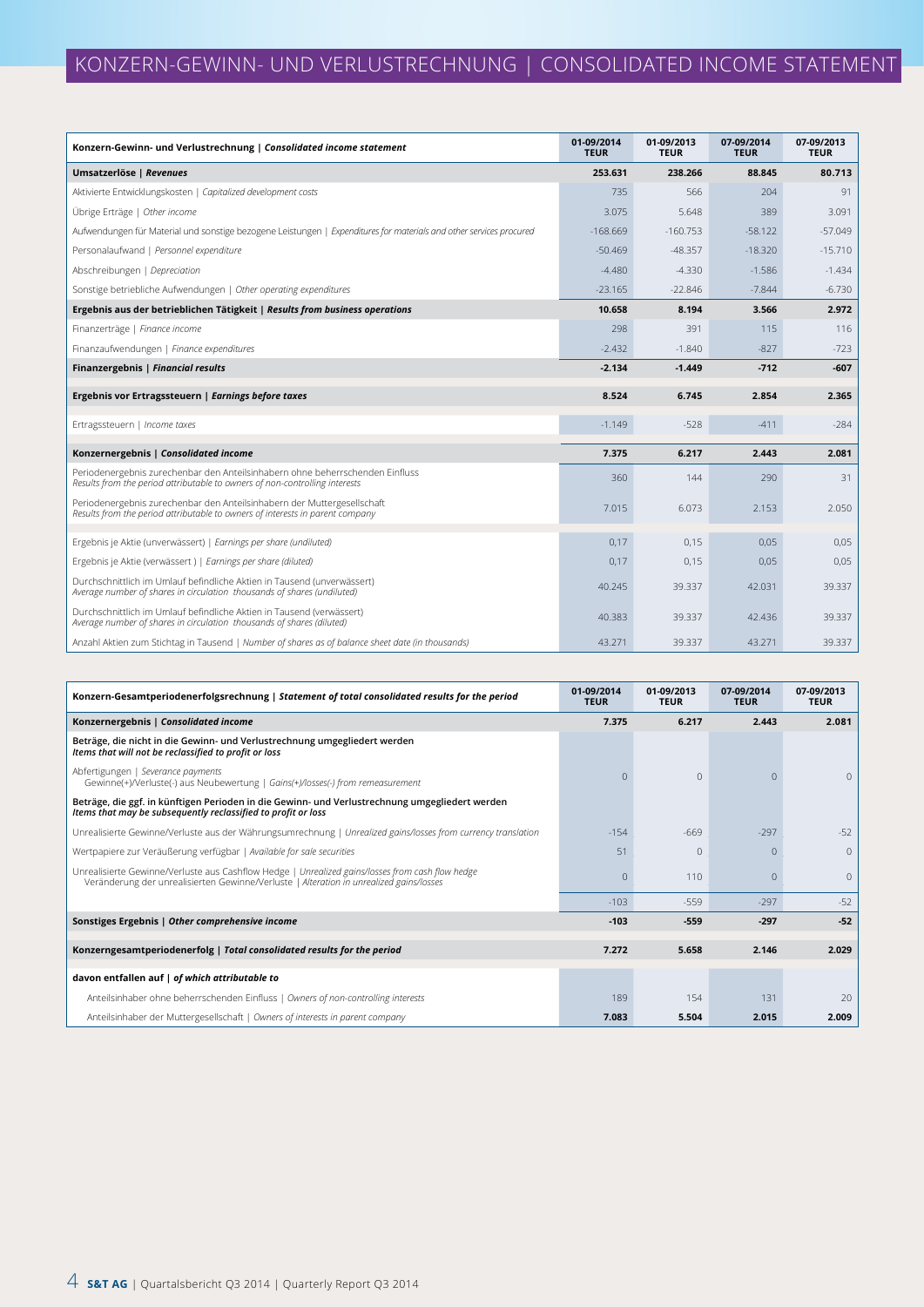# KONZERN-GEWINN- UND VERLUSTRECHNUNG | CONSOLIDATED INCOME STATEMENT

| **Konzern-Gewinn- und Verlustrechnung \| *Consolidated income statement*** | **01-09/2014 TEUR** | **01-09/2013 TEUR** | **07-09/2014 TEUR** | **07-09/2013 TEUR** |
|---|---|---|---|---|
| **Umsatzerlöse \| *Revenues*** | **253.631** | **238.266** | **88.845** | **80.713** |
| Aktivierte Entwicklungskosten \| *Capitalized development costs* | 735 | 566 | 204 | 91 |
| Übrige Erträge \| *Other income* | 3.075 | 5.648 | 389 | 3.091 |
| Aufwendungen für Material und sonstige bezogene Leistungen \| *Expenditures for materials and other services procured* | -168.669 | -160.753 | -58.122 | -57.049 |
| Personalaufwand \| *Personnel expenditure* | -50.469 | -48.357 | -18.320 | -15.710 |
| Abschreibungen \| *Depreciation* | -4.480 | -4.330 | -1.586 | -1.434 |
| Sonstige betriebliche Aufwendungen \| *Other operating expenditures* | -23.165 | -22.846 | -7.844 | -6.730 |
| **Ergebnis aus der betrieblichen Tätigkeit \| *Results from business operations*** | **10.658** | **8.194** | **3.566** | **2.972** |
| Finanzerträge \| *Finance income* | 298 | 391 | 115 | 116 |
| Finanzaufwendungen \| *Finance expenditures* | -2.432 | -1.840 | -827 | -723 |
| **Finanzergebnis \| *Financial results*** | **-2.134** | **-1.449** | **-712** | **-607** |
| **Ergebnis vor Ertragssteuern \| *Earnings before taxes*** | **8.524** | **6.745** | **2.854** | **2.365** |
| Ertragssteuern \| *Income taxes* | -1.149 | -528 | -411 | -284 |
| **Konzernergebnis \| *Consolidated income*** | **7.375** | **6.217** | **2.443** | **2.081** |
| Periodenergebnis zurechenbar den Anteilsinhabern ohne beherrschenden Einfluss *Results from the period attributable to owners of non-controlling interests* | 360 | 144 | 290 | 31 |
| Periodenergebnis zurechenbar den Anteilsinhabern der Muttergesellschaft *Results from the period attributable to owners of interests in parent company* | 7.015 | 6.073 | 2.153 | 2.050 |
| Ergebnis je Aktie (unverwässert) \| *Earnings per share (undiluted)* | 0,17 | 0,15 | 0,05 | 0,05 |
| Ergebnis je Aktie (verwässert ) \| *Earnings per share (diluted)* | 0,17 | 0,15 | 0,05 | 0,05 |
| Durchschnittlich im Umlauf befindliche Aktien in Tausend (unverwässert) *Average number of shares in circulation thousands of shares (undiluted)* | 40.245 | 39.337 | 42.031 | 39.337 |
| Durchschnittlich im Umlauf befindliche Aktien in Tausend (verwässert) *Average number of shares in circulation thousands of shares (diluted)* | 40.383 | 39.337 | 42.436 | 39.337 |
| Anzahl Aktien zum Stichtag in Tausend \| *Number of shares as of balance sheet date (in thousands)* | 43.271 | 39.337 | 43.271 | 39.337 |

| **Konzern-Gesamtperiodenerfolgsrechnung \| *Statement of total consolidated results for the period*** | **01-09/2014 TEUR** | **01-09/2013 TEUR** | **07-09/2014 TEUR** | **07-09/2013 TEUR** |
|---|---|---|---|---|
| **Konzernergebnis \| *Consolidated income*** | **7.375** | **6.217** | **2.443** | **2.081** |
| **Beträge, die nicht in die Gewinn- und Verlustrechnung umgegliedert werden** ***Items that will not be reclassified to profit or loss*** | | | | |
| Abfertigungen \| *Severance payments* Gewinne(+)/Verluste(-) aus Neubewertung \| *Gains(+)/losses(-) from remeasurement* | 0 | 0 | 0 | 0 |
| **Beträge, die ggf. in künftigen Perioden in die Gewinn- und Verlustrechnung umgegliedert werden** ***Items that may be subsequently reclassified to profit or loss*** | | | | |
| Unrealisierte Gewinne/Verluste aus der Währungsumrechnung \| *Unrealized gains/losses from currency translation* | -154 | -669 | -297 | -52 |
| Wertpapiere zur Veräußerung verfügbar \| *Available for sale securities* | 51 | 0 | 0 | 0 |
| Unrealisierte Gewinne/Verluste aus Cashflow Hedge \| *Unrealized gains/losses from cash flow hedge* Veränderung der unrealisierten Gewinne/Verluste \| *Alteration in unrealized gains/losses* | 0 | 110 | 0 | 0 |
| | -103 | -559 | -297 | -52 |
| **Sonstiges Ergebnis \| *Other comprehensive income*** | **-103** | **-559** | **-297** | **-52** |
| **Konzerngesamtperiodenerfolg \| *Total consolidated results for the period*** | **7.272** | **5.658** | **2.146** | **2.029** |
| **davon entfallen auf \| *of which attributable to*** | | | | |
| Anteilsinhaber ohne beherrschenden Einfluss \| *Owners of non-controlling interests* | 189 | 154 | 131 | 20 |
| Anteilsinhaber der Muttergesellschaft \| *Owners of interests in parent company* | **7.083** | **5.504** | **2.015** | **2.009** |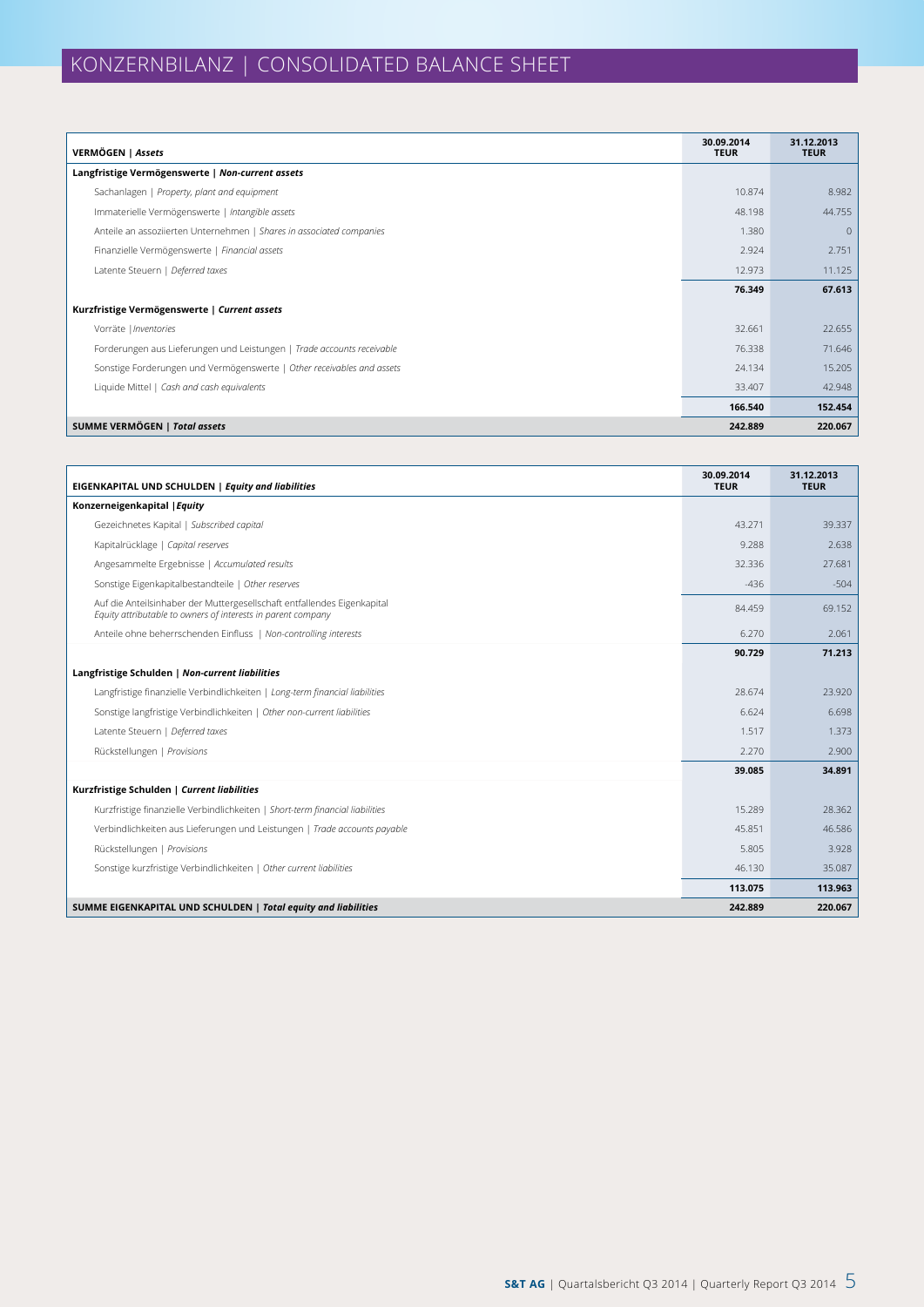# KONZERNBILANZ | CONSOLIDATED BALANCE SHEET

| **VERMÖGEN \| *Assets*** | **30.09.2014 TEUR** | **31.12.2013 TEUR** |
|---|---|---|
| **Langfristige Vermögenswerte \| *Non-current assets*** | | |
| Sachanlagen \| *Property, plant and equipment* | 10.874 | 8.982 |
| Immaterielle Vermögenswerte \| *Intangible assets* | 48.198 | 44.755 |
| Anteile an assoziierten Unternehmen \| *Shares in associated companies* | 1.380 | 0 |
| Finanzielle Vermögenswerte \| *Financial assets* | 2.924 | 2.751 |
| Latente Steuern \| *Deferred taxes* | 12.973 | 11.125 |
| | **76.349** | **67.613** |
| **Kurzfristige Vermögenswerte \| *Current assets*** | | |
| Vorräte \| *Inventories* | 32.661 | 22.655 |
| Forderungen aus Lieferungen und Leistungen \| *Trade accounts receivable* | 76.338 | 71.646 |
| Sonstige Forderungen und Vermögenswerte \| *Other receivables and assets* | 24.134 | 15.205 |
| Liquide Mittel \| *Cash and cash equivalents* | 33.407 | 42.948 |
| | **166.540** | **152.454** |
| **SUMME VERMÖGEN \| *Total assets*** | **242.889** | **220.067** |

| **EIGENKAPITAL UND SCHULDEN \| *Equity and liabilities*** | **30.09.2014 TEUR** | **31.12.2013 TEUR** |
|---|---|---|
| **Konzerneigenkapital \| *Equity*** | | |
| Gezeichnetes Kapital \| *Subscribed capital* | 43.271 | 39.337 |
| Kapitalrücklage \| *Capital reserves* | 9.288 | 2.638 |
| Angesammelte Ergebnisse \| *Accumulated results* | 32.336 | 27.681 |
| Sonstige Eigenkapitalbestandteile \| *Other reserves* | -436 | -504 |
| Auf die Anteilsinhaber der Muttergesellschaft entfallendes Eigenkapital *Equity attributable to owners of interests in parent company* | 84.459 | 69.152 |
| Anteile ohne beherrschenden Einfluss \| *Non-controlling interests* | 6.270 | 2.061 |
| | **90.729** | **71.213** |
| **Langfristige Schulden \| *Non-current liabilities*** | | |
| Langfristige finanzielle Verbindlichkeiten \| *Long-term financial liabilities* | 28.674 | 23.920 |
| Sonstige langfristige Verbindlichkeiten \| *Other non-current liabilities* | 6.624 | 6.698 |
| Latente Steuern \| *Deferred taxes* | 1.517 | 1.373 |
| Rückstellungen \| *Provisions* | 2.270 | 2.900 |
| | **39.085** | **34.891** |
| **Kurzfristige Schulden \| *Current liabilities*** | | |
| Kurzfristige finanzielle Verbindlichkeiten \| *Short-term financial liabilities* | 15.289 | 28.362 |
| Verbindlichkeiten aus Lieferungen und Leistungen \| *Trade accounts payable* | 45.851 | 46.586 |
| Rückstellungen \| *Provisions* | 5.805 | 3.928 |
| Sonstige kurzfristige Verbindlichkeiten \| *Other current liabilities* | 46.130 | 35.087 |
| | **113.075** | **113.963** |
| **SUMME EIGENKAPITAL UND SCHULDEN \| *Total equity and liabilities*** | **242.889** | **220.067** |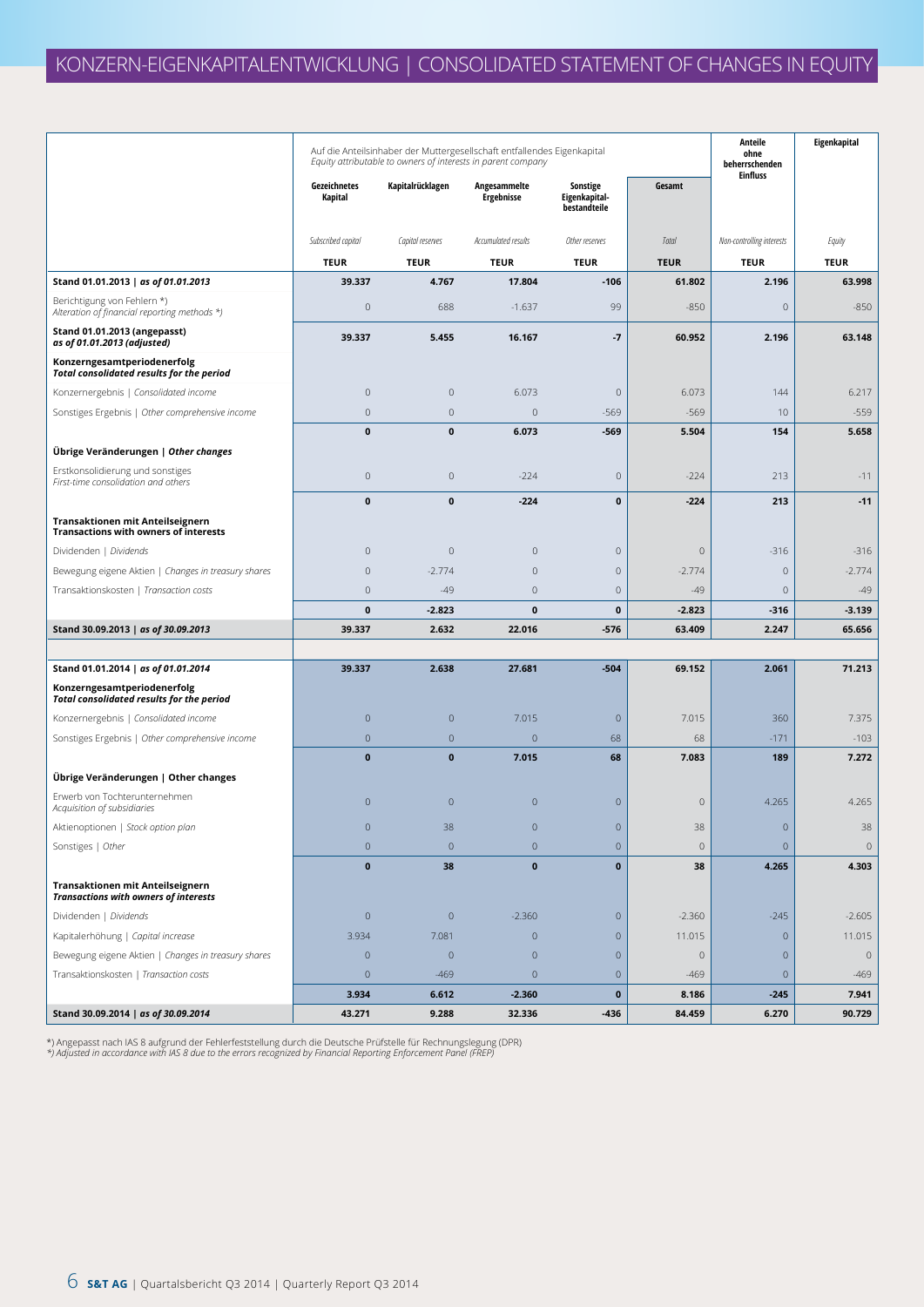# KONZERN-EIGENKAPITALENTWICKLUNG | CONSOLIDATED STATEMENT OF CHANGES IN EQUITY

| | Auf die Anteilsinhaber der Muttergesellschaft entfallendes Eigenkapital *Equity attributable to owners of interests in parent company* | | | | | Anteile ohne beherrschenden Einfluss | Eigenkapital |
|---|---|---|---|---|---|---|---|
| | Gezeichnetes Kapital | Kapitalrücklagen | Angesammelte Ergebnisse | Sonstige Eigenkapital-bestandteile | Gesamt | | |
| | *Subscribed capital* | *Capital reserves* | *Accumulated results* | *Other reserves* | *Total* | *Non-controlling interests* | *Equity* |
| | **TEUR** | **TEUR** | **TEUR** | **TEUR** | **TEUR** | **TEUR** | **TEUR** |
| **Stand 01.01.2013 \| *as of 01.01.2013*** | **39.337** | **4.767** | **17.804** | **-106** | **61.802** | **2.196** | **63.998** |
| Berichtigung von Fehlern *) *Alteration of financial reporting methods *)* | 0 | 688 | -1.637 | 99 | -850 | 0 | -850 |
| **Stand 01.01.2013 (angepasst) *as of 01.01.2013 (adjusted)*** | **39.337** | **5.455** | **16.167** | **-7** | **60.952** | **2.196** | **63.148** |
| **Konzerngesamtperiodenerfolg *Total consolidated results for the period*** | | | | | | | |
| Konzernergebnis \| *Consolidated income* | 0 | 0 | 6.073 | 0 | 6.073 | 144 | 6.217 |
| Sonstiges Ergebnis \| *Other comprehensive income* | 0 | 0 | 0 | -569 | -569 | 10 | -559 |
| | **0** | **0** | **6.073** | **-569** | **5.504** | **154** | **5.658** |
| **Übrige Veränderungen \| *Other changes*** | | | | | | | |
| Erstkonsolidierung und sonstiges *First-time consolidation and others* | 0 | 0 | -224 | 0 | -224 | 213 | -11 |
| | **0** | **0** | **-224** | **0** | **-224** | **213** | **-11** |
| **Transaktionen mit Anteilseignern Transactions with owners of interests** | | | | | | | |
| Dividenden \| *Dividends* | 0 | 0 | 0 | 0 | 0 | -316 | -316 |
| Bewegung eigene Aktien \| *Changes in treasury shares* | 0 | -2.774 | 0 | 0 | -2.774 | 0 | -2.774 |
| Transaktionskosten \| *Transaction costs* | 0 | -49 | 0 | 0 | -49 | 0 | -49 |
| | **0** | **-2.823** | **0** | **0** | **-2.823** | **-316** | **-3.139** |
| **Stand 30.09.2013 \| *as of 30.09.2013*** | **39.337** | **2.632** | **22.016** | **-576** | **63.409** | **2.247** | **65.656** |
| | | | | | | | |
| **Stand 01.01.2014 \| *as of 01.01.2014*** | **39.337** | **2.638** | **27.681** | **-504** | **69.152** | **2.061** | **71.213** |
| **Konzerngesamtperiodenerfolg *Total consolidated results for the period*** | | | | | | | |
| Konzernergebnis \| *Consolidated income* | 0 | 0 | 7.015 | 0 | 7.015 | 360 | 7.375 |
| Sonstiges Ergebnis \| *Other comprehensive income* | 0 | 0 | 0 | 68 | 68 | -171 | -103 |
| | **0** | **0** | **7.015** | **68** | **7.083** | **189** | **7.272** |
| **Übrige Veränderungen \| Other changes** | | | | | | | |
| Erwerb von Tochterunternehmen *Acquisition of subsidiaries* | 0 | 0 | 0 | 0 | 0 | 4.265 | 4.265 |
| Aktienoptionen \| *Stock option plan* | 0 | 38 | 0 | 0 | 38 | 0 | 38 |
| Sonstiges \| *Other* | 0 | 0 | 0 | 0 | 0 | 0 | 0 |
| | **0** | **38** | **0** | **0** | **38** | **4.265** | **4.303** |
| **Transaktionen mit Anteilseignern *Transactions with owners of interests*** | | | | | | | |
| Dividenden \| *Dividends* | 0 | 0 | -2.360 | 0 | -2.360 | -245 | -2.605 |
| Kapitalerhöhung \| *Capital increase* | 3.934 | 7.081 | 0 | 0 | 11.015 | 0 | 11.015 |
| Bewegung eigene Aktien \| *Changes in treasury shares* | 0 | 0 | 0 | 0 | 0 | 0 | 0 |
| Transaktionskosten \| *Transaction costs* | 0 | -469 | 0 | 0 | -469 | 0 | -469 |
| | **3.934** | **6.612** | **-2.360** | **0** | **8.186** | **-245** | **7.941** |
| **Stand 30.09.2014 \| *as of 30.09.2014*** | **43.271** | **9.288** | **32.336** | **-436** | **84.459** | **6.270** | **90.729** |

*) Angepasst nach IAS 8 aufgrund der Fehlerfeststellung durch die Deutsche Prüfstelle für Rechnungslegung (DPR)
*\*) Adjusted in accordance with IAS 8 due to the errors recognized by Financial Reporting Enforcement Panel (FREP)*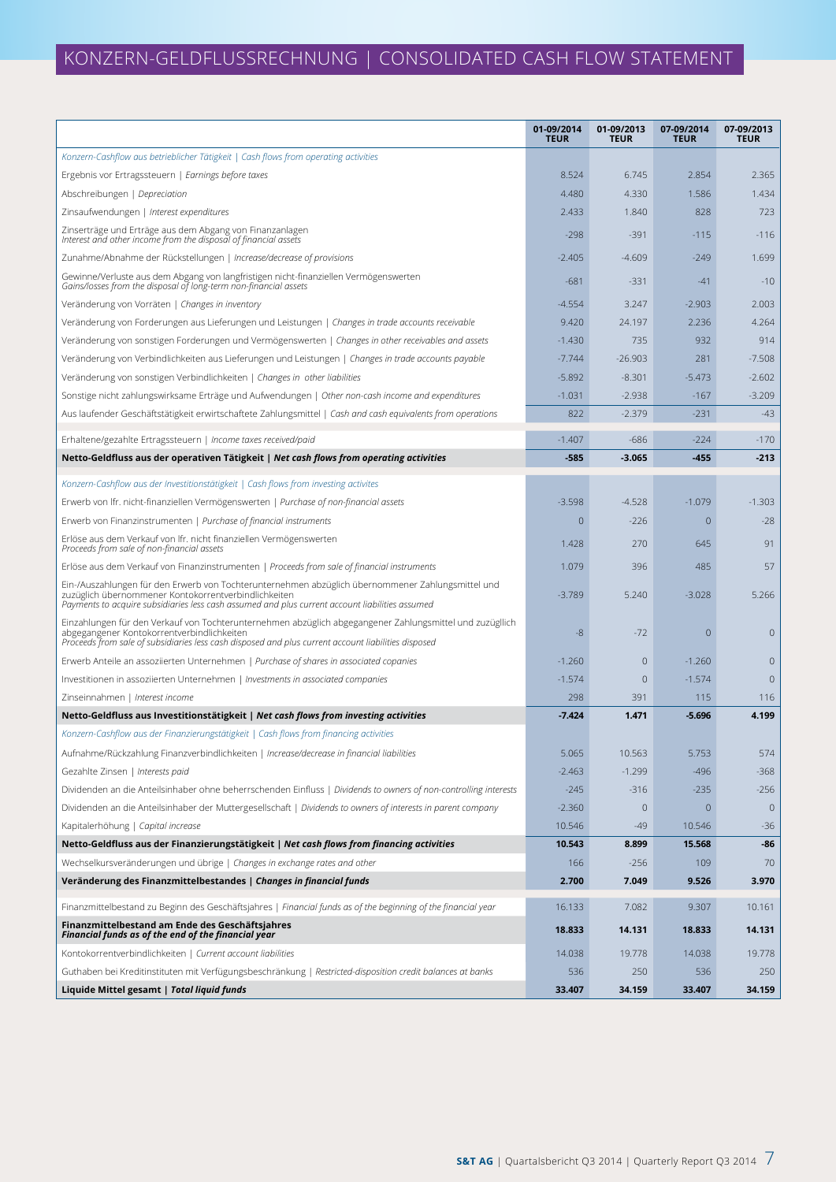# KONZERN-GELDFLUSSRECHNUNG | CONSOLIDATED CASH FLOW STATEMENT

| | 01-09/2014 TEUR | 01-09/2013 TEUR | 07-09/2014 TEUR | 07-09/2013 TEUR |
|---|---|---|---|---|
| *Konzern-Cashflow aus betrieblicher Tätigkeit \| Cash flows from operating activities* | | | | |
| Ergebnis vor Ertragssteuern \| *Earnings before taxes* | 8.524 | 6.745 | 2.854 | 2.365 |
| Abschreibungen \| *Depreciation* | 4.480 | 4.330 | 1.586 | 1.434 |
| Zinsaufwendungen \| *Interest expenditures* | 2.433 | 1.840 | 828 | 723 |
| Zinserträge und Erträge aus dem Abgang von Finanzanlagen *Interest and other income from the disposal of financial assets* | -298 | -391 | -115 | -116 |
| Zunahme/Abnahme der Rückstellungen \| *Increase/decrease of provisions* | -2.405 | -4.609 | -249 | 1.699 |
| Gewinne/Verluste aus dem Abgang von langfristigen nicht-finanziellen Vermögenswerten *Gains/losses from the disposal of long-term non-financial assets* | -681 | -331 | -41 | -10 |
| Veränderung von Vorräten \| *Changes in inventory* | -4.554 | 3.247 | -2.903 | 2.003 |
| Veränderung von Forderungen aus Lieferungen und Leistungen \| *Changes in trade accounts receivable* | 9.420 | 24.197 | 2.236 | 4.264 |
| Veränderung von sonstigen Forderungen und Vermögenswerten \| *Changes in other receivables and assets* | -1.430 | 735 | 932 | 914 |
| Veränderung von Verbindlichkeiten aus Lieferungen und Leistungen \| *Changes in trade accounts payable* | -7.744 | -26.903 | 281 | -7.508 |
| Veränderung von sonstigen Verbindlichkeiten \| *Changes in other liabilities* | -5.892 | -8.301 | -5.473 | -2.602 |
| Sonstige nicht zahlungswirksame Erträge und Aufwendungen \| *Other non-cash income and expenditures* | -1.031 | -2.938 | -167 | -3.209 |
| Aus laufender Geschäftstätigkeit erwirtschaftete Zahlungsmittel \| *Cash and cash equivalents from operations* | 822 | -2.379 | -231 | -43 |
| Erhaltene/gezahlte Ertragssteuern \| *Income taxes received/paid* | -1.407 | -686 | -224 | -170 |
| **Netto-Geldfluss aus der operativen Tätigkeit \| *Net cash flows from operating activities*** | **-585** | **-3.065** | **-455** | **-213** |
| *Konzern-Cashflow aus der Investitionstätigkeit \| Cash flows from investing activites* | | | | |
| Erwerb von lfr. nicht-finanziellen Vermögenswerten \| *Purchase of non-financial assets* | -3.598 | -4.528 | -1.079 | -1.303 |
| Erwerb von Finanzinstrumenten \| *Purchase of financial instruments* | 0 | -226 | 0 | -28 |
| Erlöse aus dem Verkauf von lfr. nicht finanziellen Vermögenswerten *Proceeds from sale of non-financial assets* | 1.428 | 270 | 645 | 91 |
| Erlöse aus dem Verkauf von Finanzinstrumenten \| *Proceeds from sale of financial instruments* | 1.079 | 396 | 485 | 57 |
| Ein-/Auszahlungen für den Erwerb von Tochterunternehmen abzüglich übernommener Zahlungsmittel und zuzüglich übernommener Kontokorrentverbindlichkeiten *Payments to acquire subsidiaries less cash assumed and plus current account liabilities assumed* | -3.789 | 5.240 | -3.028 | 5.266 |
| Einzahlungen für den Verkauf von Tochterunternehmen abzüglich abgegangener Zahlungsmittel und zuzüglich abgegangener Kontokorrentverbindlichkeiten *Proceeds from sale of subsidiaries less cash disposed and plus current account liabilities disposed* | -8 | -72 | 0 | 0 |
| Erwerb Anteile an assoziierten Unternehmen \| *Purchase of shares in associated copanies* | -1.260 | 0 | -1.260 | 0 |
| Investitionen in assoziierten Unternehmen \| *Investments in associated companies* | -1.574 | 0 | -1.574 | 0 |
| Zinseinnahmen \| *Interest income* | 298 | 391 | 115 | 116 |
| **Netto-Geldfluss aus Investitionstätigkeit \| *Net cash flows from investing activities*** | **-7.424** | **1.471** | **-5.696** | **4.199** |
| *Konzern-Cashflow aus der Finanzierungstätigkeit \| Cash flows from financing activities* | | | | |
| Aufnahme/Rückzahlung Finanzverbindlichkeiten \| *Increase/decrease in financial liabilities* | 5.065 | 10.563 | 5.753 | 574 |
| Gezahlte Zinsen \| *Interests paid* | -2.463 | -1.299 | -496 | -368 |
| Dividenden an die Anteilsinhaber ohne beherrschenden Einfluss \| *Dividends to owners of non-controlling interests* | -245 | -316 | -235 | -256 |
| Dividenden an die Anteilsinhaber der Muttergesellschaft \| *Dividends to owners of interests in parent company* | -2.360 | 0 | 0 | 0 |
| Kapitalerhöhung \| *Capital increase* | 10.546 | -49 | 10.546 | -36 |
| **Netto-Geldfluss aus der Finanzierungstätigkeit \| *Net cash flows from financing activities*** | **10.543** | **8.899** | **15.568** | **-86** |
| Wechselkursveränderungen und übrige \| *Changes in exchange rates and other* | 166 | -256 | 109 | 70 |
| **Veränderung des Finanzmittelbestandes \| *Changes in financial funds*** | **2.700** | **7.049** | **9.526** | **3.970** |
| Finanzmittelbestand zu Beginn des Geschäftsjahres \| *Financial funds as of the beginning of the financial year* | 16.133 | 7.082 | 9.307 | 10.161 |
| **Finanzmittelbestand am Ende des Geschäftsjahres *Financial funds as of the end of the financial year*** | **18.833** | **14.131** | **18.833** | **14.131** |
| Kontokorrentverbindlichkeiten \| *Current account liabilities* | 14.038 | 19.778 | 14.038 | 19.778 |
| Guthaben bei Kreditinstituten mit Verfügungsbeschränkung \| *Restricted-disposition credit balances at banks* | 536 | 250 | 536 | 250 |
| **Liquide Mittel gesamt \| *Total liquid funds*** | **33.407** | **34.159** | **33.407** | **34.159** |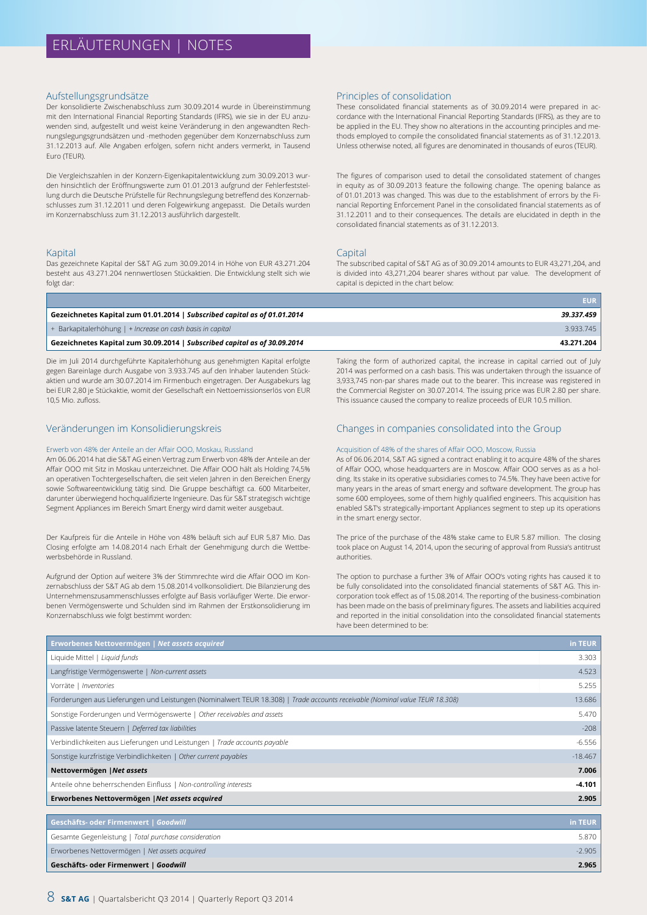# ERLÄUTERUNGEN | NOTES

## Aufstellungsgrundsätze

Der konsolidierte Zwischenabschluss zum 30.09.2014 wurde in Übereinstimmung mit den International Financial Reporting Standards (IFRS), wie sie in der EU anzuwenden sind, aufgestellt und weist keine Veränderung in den angewandten Rechnungslegungsgrundsätzen und -methoden gegenüber dem Konzernabschluss zum 31.12.2013 auf. Alle Angaben erfolgen, sofern nicht anders vermerkt, in Tausend Euro (TEUR).

Die Vergleichszahlen in der Konzern-Eigenkapitalentwicklung zum 30.09.2013 wurden hinsichtlich der Eröffnungswerte zum 01.01.2013 aufgrund der Fehlerfeststellung durch die Deutsche Prüfstelle für Rechnungslegung betreffend des Konzernabschlusses zum 31.12.2011 und deren Folgewirkung angepasst. Die Details wurden im Konzernabschluss zum 31.12.2013 ausführlich dargestellt.

## Principles of consolidation

These consolidated financial statements as of 30.09.2014 were prepared in accordance with the International Financial Reporting Standards (IFRS), as they are to be applied in the EU. They show no alterations in the accounting principles and methods employed to compile the consolidated financial statements as of 31.12.2013. Unless otherwise noted, all figures are denominated in thousands of euros (TEUR).

The figures of comparison used to detail the consolidated statement of changes in equity as of 30.09.2013 feature the following change. The opening balance as of 01.01.2013 was changed. This was due to the establishment of errors by the Financial Reporting Enforcement Panel in the consolidated financial statements as of 31.12.2011 and to their consequences. The details are elucidated in depth in the consolidated financial statements as of 31.12.2013.

## Kapital

Das gezeichnete Kapital der S&T AG zum 30.09.2014 in Höhe von EUR 43.271.204 besteht aus 43.271.204 nennwertlosen Stückaktien. Die Entwicklung stellt sich wie folgt dar:

## Capital

The subscribed capital of S&T AG as of 30.09.2014 amounts to EUR 43,271,204, and is divided into 43,271,204 bearer shares without par value. The development of capital is depicted in the chart below:

| | EUR |
|---|---|
| **Gezeichnetes Kapital zum 01.01.2014 \| *Subscribed capital as of 01.01.2014*** | ***39.337.459*** |
| + Barkapitalerhöhung \| *+ Increase on cash basis in capital* | 3.933.745 |
| **Gezeichnetes Kapital zum 30.09.2014 \| *Subscribed capital as of 30.09.2014*** | **43.271.204** |

Die im Juli 2014 durchgeführte Kapitalerhöhung aus genehmigten Kapital erfolgte gegen Bareinlage durch Ausgabe von 3.933.745 auf den Inhaber lautenden Stückaktien und wurde am 30.07.2014 im Firmenbuch eingetragen. Der Ausgabekurs lag bei EUR 2,80 je Stückaktie, womit der Gesellschaft ein Nettoemissionserlös von EUR 10,5 Mio. zufloss.

Taking the form of authorized capital, the increase in capital carried out of July 2014 was performed on a cash basis. This was undertaken through the issuance of 3,933,745 non-par shares made out to the bearer. This increase was registered in the Commercial Register on 30.07.2014. The issuing price was EUR 2.80 per share. This issuance caused the company to realize proceeds of EUR 10.5 million.

## Veränderungen im Konsolidierungskreis

### Erwerb von 48% der Anteile an der Affair OOO, Moskau, Russland

Am 06.06.2014 hat die S&T AG einen Vertrag zum Erwerb von 48% der Anteile an der Affair OOO mit Sitz in Moskau unterzeichnet. Die Affair OOO hält als Holding 74,5% an operativen Tochtergesellschaften, die seit vielen Jahren in den Bereichen Energy sowie Softwareentwicklung tätig sind. Die Gruppe beschäftigt ca. 600 Mitarbeiter, darunter überwiegend hochqualifizierte Ingenieure. Das für S&T strategisch wichtige Segment Appliances im Bereich Smart Energy wird damit weiter ausgebaut.

Der Kaufpreis für die Anteile in Höhe von 48% beläuft sich auf EUR 5,87 Mio. Das Closing erfolgte am 14.08.2014 nach Erhalt der Genehmigung durch die Wettbewerbsbehörde in Russland.

Aufgrund der Option auf weitere 3% der Stimmrechte wird die Affair OOO im Konzernabschluss der S&T AG ab dem 15.08.2014 vollkonsolidiert. Die Bilanzierung des Unternehmenszusammenschlusses erfolgte auf Basis vorläufiger Werte. Die erworbenen Vermögenswerte und Schulden sind im Rahmen der Erstkonsolidierung im Konzernabschluss wie folgt bestimmt worden:

## Changes in companies consolidated into the Group

### Acquisition of 48% of the shares of Affair OOO, Moscow, Russia

As of 06.06.2014, S&T AG signed a contract enabling it to acquire 48% of the shares of Affair OOO, whose headquarters are in Moscow. Affair OOO serves as as a holding. Its stake in its operative subsidiaries comes to 74.5%. They have been active for many years in the areas of smart energy and software development. The group has some 600 employees, some of them highly qualified engineers. This acquisition has enabled S&T's strategically-important Appliances segment to step up its operations in the smart energy sector.

The price of the purchase of the 48% stake came to EUR 5.87 million. The closing took place on August 14, 2014, upon the securing of approval from Russia's antitrust authorities.

The option to purchase a further 3% of Affair OOO's voting rights has caused it to be fully consolidated into the consolidated financial statements of S&T AG. This incorporation took effect as of 15.08.2014. The reporting of the business-combination has been made on the basis of preliminary figures. The assets and liabilities acquired and reported in the initial consolidation into the consolidated financial statements have been determined to be:

| **Erworbenes Nettovermögen \| *Net assets acquired*** | **in TEUR** |
|---|---|
| Liquide Mittel \| *Liquid funds* | 3.303 |
| Langfristige Vermögenswerte \| *Non-current assets* | 4.523 |
| Vorräte \| *Inventories* | 5.255 |
| Forderungen aus Lieferungen und Leistungen (Nominalwert TEUR 18.308) \| *Trade accounts receivable (Nominal value TEUR 18.308)* | 13.686 |
| Sonstige Forderungen und Vermögenswerte \| *Other receivables and assets* | 5.470 |
| Passive latente Steuern \| *Deferred tax liabilities* | -208 |
| Verbindlichkeiten aus Lieferungen und Leistungen \| *Trade accounts payable* | -6.556 |
| Sonstige kurzfristige Verbindlichkeiten \| *Other current payables* | -18.467 |
| **Nettovermögen \|*Net assets*** | **7.006** |
| Anteile ohne beherrschenden Einfluss \| *Non-controlling interests* | **-4.101** |
| **Erworbenes Nettovermögen \|*Net assets acquired*** | **2.905** |

| **Geschäfts- oder Firmenwert \| *Goodwill*** | **in TEUR** |
|---|---|
| Gesamte Gegenleistung \| *Total purchase consideration* | 5.870 |
| Erworbenes Nettovermögen \| *Net assets acquired* | -2.905 |
| **Geschäfts- oder Firmenwert \| *Goodwill*** | **2.965** |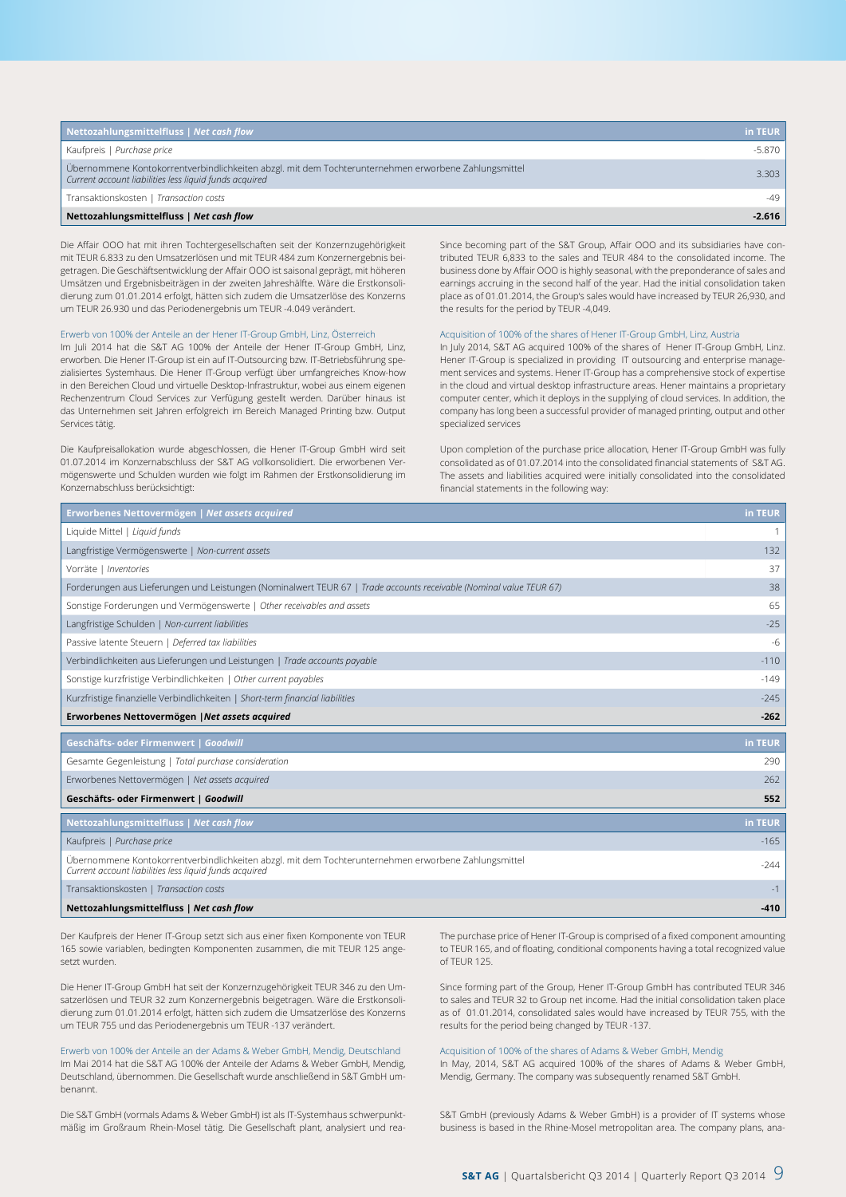| Nettozahlungsmittelfluss \| *Net cash flow* | in TEUR |
|---|---|
| Kaufpreis \| *Purchase price* | -5.870 |
| Übernommene Kontokorrentverbindlichkeiten abzgl. mit dem Tochterunternehmen erworbene Zahlungsmittel *Current account liabilities less liquid funds acquired* | 3.303 |
| Transaktionskosten \| *Transaction costs* | -49 |
| **Nettozahlungsmittelfluss \| *Net cash flow*** | **-2.616** |

Die Affair OOO hat mit ihren Tochtergesellschaften seit der Konzernzugehörigkeit mit TEUR 6.833 zu den Umsatzerlösen und mit TEUR 484 zum Konzernergebnis beigetragen. Die Geschäftsentwicklung der Affair OOO ist saisonal geprägt, mit höheren Umsätzen und Ergebnisbeiträgen in der zweiten Jahreshälfte. Wäre die Erstkonsolidierung zum 01.01.2014 erfolgt, hätten sich zudem die Umsatzerlöse des Konzerns um TEUR 26.930 und das Periodenergebnis um TEUR -4.049 verändert.

Since becoming part of the S&T Group, Affair OOO and its subsidiaries have contributed TEUR 6,833 to the sales and TEUR 484 to the consolidated income. The business done by Affair OOO is highly seasonal, with the preponderance of sales and earnings accruing in the second half of the year. Had the initial consolidation taken place as of 01.01.2014, the Group's sales would have increased by TEUR 26,930, and the results for the period by TEUR -4,049.

### Erwerb von 100% der Anteile an der Hener IT-Group GmbH, Linz, Österreich

Im Juli 2014 hat die S&T AG 100% der Anteile der Hener IT-Group GmbH, Linz, erworben. Die Hener IT-Group ist ein auf IT-Outsourcing bzw. IT-Betriebsführung spezialisiertes Systemhaus. Die Hener IT-Group verfügt über umfangreiches Know-how in den Bereichen Cloud und virtuelle Desktop-Infrastruktur, wobei aus einem eigenen Rechenzentrum Cloud Services zur Verfügung gestellt werden. Darüber hinaus ist das Unternehmen seit Jahren erfolgreich im Bereich Managed Printing bzw. Output Services tätig.

Die Kaufpreisallokation wurde abgeschlossen, die Hener IT-Group GmbH wird seit 01.07.2014 im Konzernabschluss der S&T AG vollkonsolidiert. Die erworbenen Vermögenswerte und Schulden wurden wie folgt im Rahmen der Erstkonsolidierung im Konzernabschluss berücksichtigt:

### Acquisition of 100% of the shares of Hener IT-Group GmbH, Linz, Austria

In July 2014, S&T AG acquired 100% of the shares of Hener IT-Group GmbH, Linz. Hener IT-Group is specialized in providing IT outsourcing and enterprise management services and systems. Hener IT-Group has a comprehensive stock of expertise in the cloud and virtual desktop infrastructure areas. Hener maintains a proprietary computer center, which it deploys in the supplying of cloud services. In addition, the company has long been a successful provider of managed printing, output and other specialized services

Upon completion of the purchase price allocation, Hener IT-Group GmbH was fully consolidated as of 01.07.2014 into the consolidated financial statements of S&T AG. The assets and liabilities acquired were initially consolidated into the consolidated financial statements in the following way:

| Erworbenes Nettovermögen \| *Net assets acquired* | in TEUR |
|---|---|
| Liquide Mittel \| *Liquid funds* | 1 |
| Langfristige Vermögenswerte \| *Non-current assets* | 132 |
| Vorräte \| *Inventories* | 37 |
| Forderungen aus Lieferungen und Leistungen (Nominalwert TEUR 67 \| *Trade accounts receivable (Nominal value TEUR 67)* | 38 |
| Sonstige Forderungen und Vermögenswerte \| *Other receivables and assets* | 65 |
| Langfristige Schulden \| *Non-current liabilities* | -25 |
| Passive latente Steuern \| *Deferred tax liabilities* | -6 |
| Verbindlichkeiten aus Lieferungen und Leistungen \| *Trade accounts payable* | -110 |
| Sonstige kurzfristige Verbindlichkeiten \| *Other current payables* | -149 |
| Kurzfristige finanzielle Verbindlichkeiten \| *Short-term financial liabilities* | -245 |
| **Erworbenes Nettovermögen \|*Net assets acquired*** | **-262** |

| Geschäfts- oder Firmenwert \| *Goodwill* | in TEUR |
|---|---|
| Gesamte Gegenleistung \| *Total purchase consideration* | 290 |
| Erworbenes Nettovermögen \| *Net assets acquired* | 262 |
| **Geschäfts- oder Firmenwert \| *Goodwill*** | **552** |

| Nettozahlungsmittelfluss \| *Net cash flow* | in TEUR |
|---|---|
| Kaufpreis \| *Purchase price* | -165 |
| Übernommene Kontokorrentverbindlichkeiten abzgl. mit dem Tochterunternehmen erworbene Zahlungsmittel *Current account liabilities less liquid funds acquired* | -244 |
| Transaktionskosten \| *Transaction costs* | -1 |
| **Nettozahlungsmittelfluss \| *Net cash flow*** | **-410** |

Der Kaufpreis der Hener IT-Group setzt sich aus einer fixen Komponente von TEUR 165 sowie variablen, bedingten Komponenten zusammen, die mit TEUR 125 angesetzt wurden.

The purchase price of Hener IT-Group is comprised of a fixed component amounting to TEUR 165, and of floating, conditional components having a total recognized value of TEUR 125.

Die Hener IT-Group GmbH hat seit der Konzernzugehörigkeit TEUR 346 zu den Umsatzerlösen und TEUR 32 zum Konzernergebnis beigetragen. Wäre die Erstkonsolidierung zum 01.01.2014 erfolgt, hätten sich zudem die Umsatzerlöse des Konzerns um TEUR 755 und das Periodenergebnis um TEUR -137 verändert.

Since forming part of the Group, Hener IT-Group GmbH has contributed TEUR 346 to sales and TEUR 32 to Group net income. Had the initial consolidation taken place as of 01.01.2014, consolidated sales would have increased by TEUR 755, with the results for the period being changed by TEUR -137.

### Erwerb von 100% der Anteile an der Adams & Weber GmbH, Mendig, Deutschland

Im Mai 2014 hat die S&T AG 100% der Anteile der Adams & Weber GmbH, Mendig, Deutschland, übernommen. Die Gesellschaft wurde anschließend in S&T GmbH umbenannt.

Die S&T GmbH (vormals Adams & Weber GmbH) ist als IT-Systemhaus schwerpunktmäßig im Großraum Rhein-Mosel tätig. Die Gesellschaft plant, analysiert und rea-

### Acquisition of 100% of the shares of Adams & Weber GmbH, Mendig

In May, 2014, S&T AG acquired 100% of the shares of Adams & Weber GmbH, Mendig, Germany. The company was subsequently renamed S&T GmbH.

S&T GmbH (previously Adams & Weber GmbH) is a provider of IT systems whose business is based in the Rhine-Mosel metropolitan area. The company plans, ana-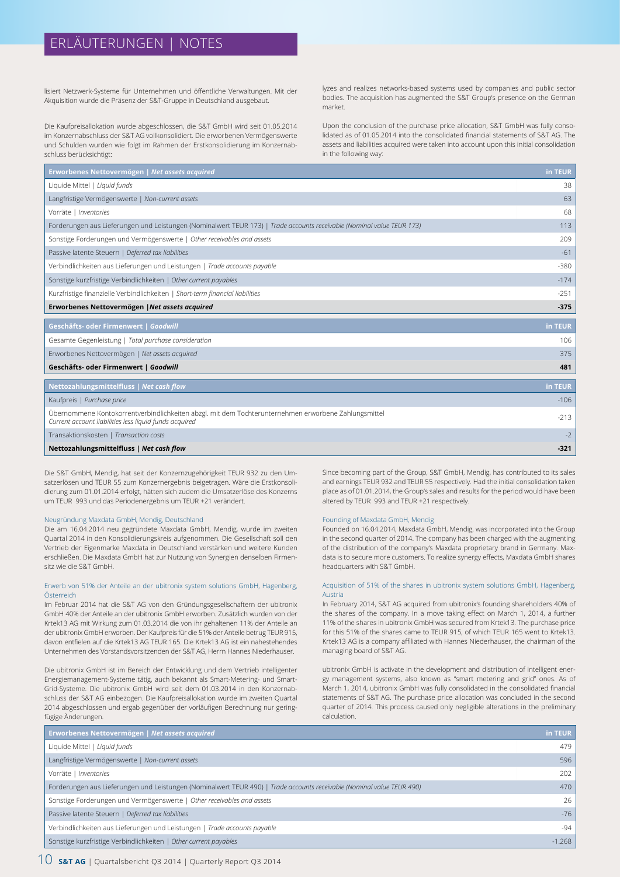# ERLÄUTERUNGEN | NOTES

lisiert Netzwerk-Systeme für Unternehmen und öffentliche Verwaltungen. Mit der Akquisition wurde die Präsenz der S&T-Gruppe in Deutschland ausgebaut.

Die Kaufpreisallokation wurde abgeschlossen, die S&T GmbH wird seit 01.05.2014 im Konzernabschluss der S&T AG vollkonsolidiert. Die erworbenen Vermögenswerte und Schulden wurden wie folgt im Rahmen der Erstkonsolidierung im Konzernabschluss berücksichtigt:

lyzes and realizes networks-based systems used by companies and public sector bodies. The acquisition has augmented the S&T Group's presence on the German market.

Upon the conclusion of the purchase price allocation, S&T GmbH was fully consolidated as of 01.05.2014 into the consolidated financial statements of S&T AG. The assets and liabilities acquired were taken into account upon this initial consolidation in the following way:

| Erworbenes Nettovermögen \| *Net assets acquired* | in TEUR |
|---|---|
| Liquide Mittel \| *Liquid funds* | 38 |
| Langfristige Vermögenswerte \| *Non-current assets* | 63 |
| Vorräte \| *Inventories* | 68 |
| Forderungen aus Lieferungen und Leistungen (Nominalwert TEUR 173) \| *Trade accounts receivable (Nominal value TEUR 173)* | 113 |
| Sonstige Forderungen und Vermögenswerte \| *Other receivables and assets* | 209 |
| Passive latente Steuern \| *Deferred tax liabilities* | -61 |
| Verbindlichkeiten aus Lieferungen und Leistungen \| *Trade accounts payable* | -380 |
| Sonstige kurzfristige Verbindlichkeiten \| *Other current payables* | -174 |
| Kurzfristige finanzielle Verbindlichkeiten \| *Short-term financial liabilities* | -251 |
| **Erworbenes Nettovermögen \|*Net assets acquired*** | **-375** |

| Geschäfts- oder Firmenwert \| *Goodwill* | in TEUR |
|---|---|
| Gesamte Gegenleistung \| *Total purchase consideration* | 106 |
| Erworbenes Nettovermögen \| *Net assets acquired* | 375 |
| **Geschäfts- oder Firmenwert \| *Goodwill*** | **481** |

| Nettozahlungsmittelfluss \| *Net cash flow* | in TEUR |
|---|---|
| Kaufpreis \| *Purchase price* | -106 |
| Übernommene Kontokorrentverbindlichkeiten abzgl. mit dem Tochterunternehmen erworbene Zahlungsmittel *Current account liabilities less liquid funds acquired* | -213 |
| Transaktionskosten \| *Transaction costs* | -2 |
| **Nettozahlungsmittelfluss \| *Net cash flow*** | **-321** |

Die S&T GmbH, Mendig, hat seit der Konzernzugehörigkeit TEUR 932 zu den Umsatzerlösen und TEUR 55 zum Konzernergebnis beigetragen. Wäre die Erstkonsolidierung zum 01.01.2014 erfolgt, hätten sich zudem die Umsatzerlöse des Konzerns um TEUR 993 und das Periodenergebnis um TEUR +21 verändert.

Since becoming part of the Group, S&T GmbH, Mendig, has contributed to its sales and earnings TEUR 932 and TEUR 55 respectively. Had the initial consolidation taken place as of 01.01.2014, the Group's sales and results for the period would have been altered by TEUR 993 and TEUR +21 respectively.

### Neugründung Maxdata GmbH, Mendig, Deutschland

Die am 16.04.2014 neu gegründete Maxdata GmbH, Mendig, wurde im zweiten Quartal 2014 in den Konsolidierungskreis aufgenommen. Die Gesellschaft soll den Vertrieb der Eigenmarke Maxdata in Deutschland verstärken und weitere Kunden erschließen. Die Maxdata GmbH hat zur Nutzung von Synergien denselben Firmensitz wie die S&T GmbH.

### Founding of Maxdata GmbH, Mendig

Founded on 16.04.2014, Maxdata GmbH, Mendig, was incorporated into the Group in the second quarter of 2014. The company has been charged with the augmenting of the distribution of the company's Maxdata proprietary brand in Germany. Maxdata is to secure more customers. To realize synergy effects, Maxdata GmbH shares headquarters with S&T GmbH.

### Erwerb von 51% der Anteile an der ubitronix system solutions GmbH, Hagenberg, Österreich

Im Februar 2014 hat die S&T AG von den Gründungsgesellschaftern der ubitronix GmbH 40% der Anteile an der ubitronix GmbH erworben. Zusätzlich wurden von der Krtek13 AG mit Wirkung zum 01.03.2014 die von ihr gehaltenen 11% der Anteile an der ubitronix GmbH erworben. Der Kaufpreis für die 51% der Anteile betrug TEUR 915, davon entfielen auf die Krtek13 AG TEUR 165. Die Krtek13 AG ist ein nahestehendes Unternehmen des Vorstandsvorsitzenden der S&T AG, Herrn Hannes Niederhauser.

Die ubitronix GmbH ist im Bereich der Entwicklung und dem Vertrieb intelligenter Energiemanagement-Systeme tätig, auch bekannt als Smart-Metering- und Smart-Grid-Systeme. Die ubitronix GmbH wird seit dem 01.03.2014 in den Konzernabschluss der S&T AG einbezogen. Die Kaufpreisallokation wurde im zweiten Quartal 2014 abgeschlossen und ergab gegenüber der vorläufigen Berechnung nur geringfügige Änderungen.

### Acquisition of 51% of the shares in ubitronix system solutions GmbH, Hagenberg, Austria

In February 2014, S&T AG acquired from ubitronix's founding shareholders 40% of the shares of the company. In a move taking effect on March 1, 2014, a further 11% of the shares in ubitronix GmbH was secured from Krtek13. The purchase price for this 51% of the shares came to TEUR 915, of which TEUR 165 went to Krtek13. Krtek13 AG is a company affiliated with Hannes Niederhauser, the chairman of the managing board of S&T AG.

ubitronix GmbH is activate in the development and distribution of intelligent energy management systems, also known as "smart metering and grid" ones. As of March 1, 2014, ubitronix GmbH was fully consolidated in the consolidated financial statements of S&T AG. The purchase price allocation was concluded in the second quarter of 2014. This process caused only negligible alterations in the preliminary calculation.

| Erworbenes Nettovermögen \| *Net assets acquired* | in TEUR |
|---|---|
| Liquide Mittel \| *Liquid funds* | 479 |
| Langfristige Vermögenswerte \| *Non-current assets* | 596 |
| Vorräte \| *Inventories* | 202 |
| Forderungen aus Lieferungen und Leistungen (Nominalwert TEUR 490) \| *Trade accounts receivable (Nominal value TEUR 490)* | 470 |
| Sonstige Forderungen und Vermögenswerte \| *Other receivables and assets* | 26 |
| Passive latente Steuern \| *Deferred tax liabilities* | -76 |
| Verbindlichkeiten aus Lieferungen und Leistungen \| *Trade accounts payable* | -94 |
| Sonstige kurzfristige Verbindlichkeiten \| *Other current payables* | -1.268 |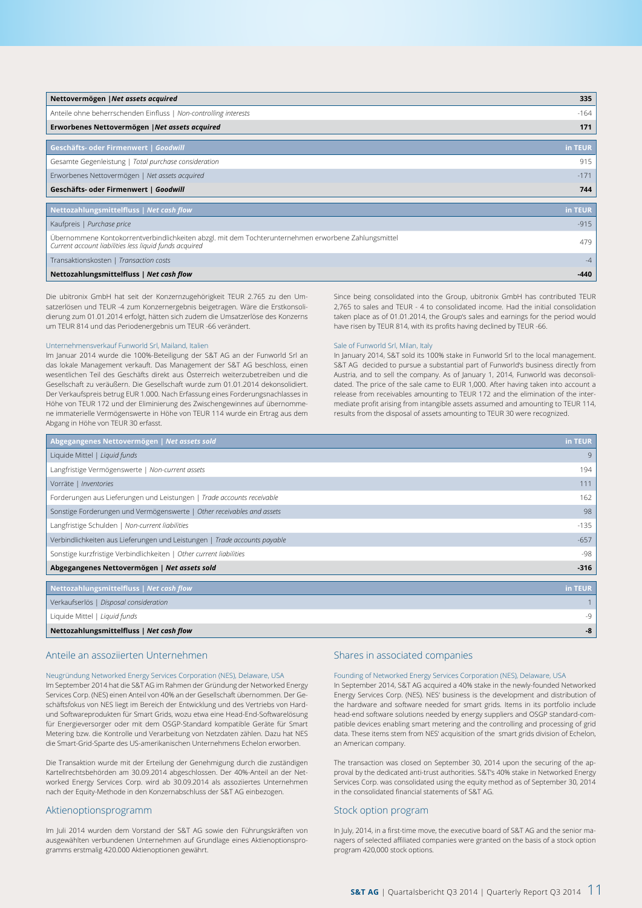| Nettovermögen \| *Net assets acquired* | 335 |
|---|---|
| Anteile ohne beherrschenden Einfluss \| *Non-controlling interests* | -164 |
| **Erworbenes Nettovermögen \| *Net assets acquired*** | **171** |

| Geschäfts- oder Firmenwert \| *Goodwill* | in TEUR |
|---|---|
| Gesamte Gegenleistung \| *Total purchase consideration* | 915 |
| Erworbenes Nettovermögen \| *Net assets acquired* | -171 |
| **Geschäfts- oder Firmenwert \| *Goodwill*** | **744** |

| Nettozahlungsmittelfluss \| *Net cash flow* | in TEUR |
|---|---|
| Kaufpreis \| *Purchase price* | -915 |
| Übernommene Kontokorrentverbindlichkeiten abzgl. mit dem Tochterunternehmen erworbene Zahlungsmittel *Current account liabilities less liquid funds acquired* | 479 |
| Transaktionskosten \| *Transaction costs* | -4 |
| **Nettozahlungsmittelfluss \| *Net cash flow*** | **-440** |

Die ubitronix GmbH hat seit der Konzernzugehörigkeit TEUR 2.765 zu den Umsatzerlösen und TEUR -4 zum Konzernergebnis beigetragen. Wäre die Erstkonsolidierung zum 01.01.2014 erfolgt, hätten sich zudem die Umsatzerlöse des Konzerns um TEUR 814 und das Periodenergebnis um TEUR -66 verändert.

Since being consolidated into the Group, ubitronix GmbH has contributed TEUR 2,765 to sales and TEUR - 4 to consolidated income. Had the initial consolidation taken place as of 01.01.2014, the Group's sales and earnings for the period would have risen by TEUR 814, with its profits having declined by TEUR -66.

Unternehmensverkauf Funworld Srl, Mailand, Italien

Im Januar 2014 wurde die 100%-Beteiligung der S&T AG an der Funworld Srl an das lokale Management verkauft. Das Management der S&T AG beschloss, einen wesentlichen Teil des Geschäfts direkt aus Österreich weiterzubetreiben und die Gesellschaft zu veräußern. Die Gesellschaft wurde zum 01.01.2014 dekonsolidiert. Der Verkaufspreis betrug EUR 1.000. Nach Erfassung eines Forderungsnachlasses in Höhe von TEUR 172 und der Eliminierung des Zwischengewinnes auf übernommene immaterielle Vermögenswerte in Höhe von TEUR 114 wurde ein Ertrag aus dem Abgang in Höhe von TEUR 30 erfasst.

Sale of Funworld Srl, Milan, Italy

In January 2014, S&T sold its 100% stake in Funworld Srl to the local management. S&T AG decided to pursue a substantial part of Funworld's business directly from Austria, and to sell the company. As of January 1, 2014, Funworld was deconsolidated. The price of the sale came to EUR 1,000. After having taken into account a release from receivables amounting to TEUR 172 and the elimination of the intermediate profit arising from intangible assets assumed and amounting to TEUR 114, results from the disposal of assets amounting to TEUR 30 were recognized.

| Abgegangenes Nettovermögen \| *Net assets sold* | in TEUR |
|---|---|
| Liquide Mittel \| *Liquid funds* | 9 |
| Langfristige Vermögenswerte \| *Non-current assets* | 194 |
| Vorräte \| *Inventories* | 111 |
| Forderungen aus Lieferungen und Leistungen \| *Trade accounts receivable* | 162 |
| Sonstige Forderungen und Vermögenswerte \| *Other receivables and assets* | 98 |
| Langfristige Schulden \| *Non-current liabilities* | -135 |
| Verbindlichkeiten aus Lieferungen und Leistungen \| *Trade accounts payable* | -657 |
| Sonstige kurzfristige Verbindlichkeiten \| *Other current liabilities* | -98 |
| **Abgegangenes Nettovermögen \| *Net assets sold*** | **-316** |

| Nettozahlungsmittelfluss \| *Net cash flow* | in TEUR |
|---|---|
| Verkaufserlös \| *Disposal consideration* | 1 |
| Liquide Mittel \| *Liquid funds* | -9 |
| **Nettozahlungsmittelfluss \| *Net cash flow*** | **-8** |

## Anteile an assoziierten Unternehmen

Neugründung Networked Energy Services Corporation (NES), Delaware, USA

Im September 2014 hat die S&T AG im Rahmen der Gründung der Networked Energy Services Corp. (NES) einen Anteil von 40% an der Gesellschaft übernommen. Der Geschäftsfokus von NES liegt im Bereich der Entwicklung und des Vertriebs von Hard- und Softwareprodukten für Smart Grids, wozu etwa eine Head-End-Softwarelösung für Energieversorger oder mit dem OSGP-Standard kompatible Geräte für Smart Metering bzw. die Kontrolle und Verarbeitung von Netzdaten zählen. Dazu hat NES die Smart-Grid-Sparte des US-amerikanischen Unternehmens Echelon erworben.

Die Transaktion wurde mit der Erteilung der Genehmigung durch die zuständigen Kartellrechtsbehörden am 30.09.2014 abgeschlossen. Der 40%-Anteil an der Networked Energy Services Corp. wird ab 30.09.2014 als assoziiertes Unternehmen nach der Equity-Methode in den Konzernabschluss der S&T AG einbezogen.

## Shares in associated companies

Founding of Networked Energy Services Corporation (NES), Delaware, USA

In September 2014, S&T AG acquired a 40% stake in the newly-founded Networked Energy Services Corp. (NES). NES' business is the development and distribution of the hardware and software needed for smart grids. Items in its portfolio include head-end software solutions needed by energy suppliers and OSGP standard-compatible devices enabling smart metering and the controlling and processing of grid data. These items stem from NES' acquisition of the smart grids division of Echelon, an American company.

The transaction was closed on September 30, 2014 upon the securing of the approval by the dedicated anti-trust authorities. S&T's 40% stake in Networked Energy Services Corp. was consolidated using the equity method as of September 30, 2014 in the consolidated financial statements of S&T AG.

## Aktienoptionsprogramm

Im Juli 2014 wurden dem Vorstand der S&T AG sowie den Führungskräften von ausgewählten verbundenen Unternehmen auf Grundlage eines Aktienoptionsprogramms erstmalig 420.000 Aktienoptionen gewährt.

## Stock option program

In July, 2014, in a first-time move, the executive board of S&T AG and the senior managers of selected affiliated companies were granted on the basis of a stock option program 420,000 stock options.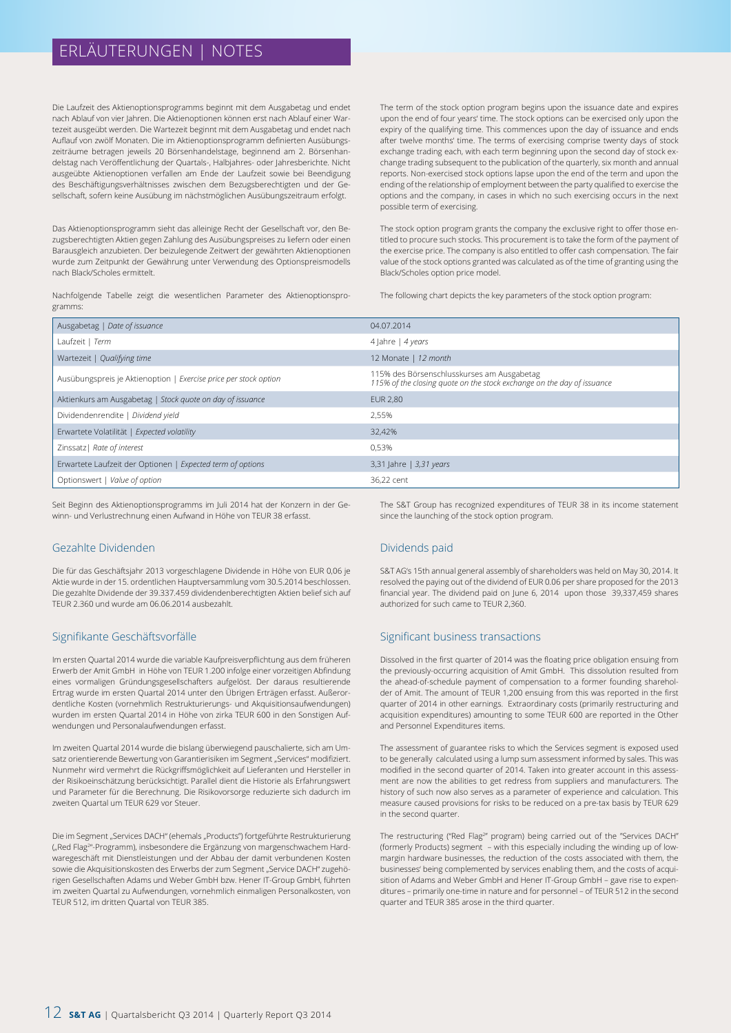# ERLÄUTERUNGEN | NOTES

Die Laufzeit des Aktienoptionsprogramms beginnt mit dem Ausgabetag und endet nach Ablauf von vier Jahren. Die Aktienoptionen können erst nach Ablauf einer Wartezeit ausgeübt werden. Die Wartezeit beginnt mit dem Ausgabetag und endet nach Auflauf von zwölf Monaten. Die im Aktienoptionsprogramm definierten Ausübungszeiträume betragen jeweils 20 Börsenhandelstage, beginnend am 2. Börsenhandelstag nach Veröffentlichung der Quartals-, Halbjahres- oder Jahresberichte. Nicht ausgeübte Aktienoptionen verfallen am Ende der Laufzeit sowie bei Beendigung des Beschäftigungsverhältnisses zwischen dem Bezugsberechtigten und der Gesellschaft, sofern keine Ausübung im nächstmöglichen Ausübungszeitraum erfolgt.

Das Aktienoptionsprogramm sieht das alleinige Recht der Gesellschaft vor, den Bezugsberechtigten Aktien gegen Zahlung des Ausübungspreises zu liefern oder einen Barausgleich anzubieten. Der beizulegende Zeitwert der gewährten Aktienoptionen wurde zum Zeitpunkt der Gewährung unter Verwendung des Optionspreismodells nach Black/Scholes ermittelt.

Nachfolgende Tabelle zeigt die wesentlichen Parameter des Aktienoptionsprogramms:

The term of the stock option program begins upon the issuance date and expires upon the end of four years' time. The stock options can be exercised only upon the expiry of the qualifying time. This commences upon the day of issuance and ends after twelve months' time. The terms of exercising comprise twenty days of stock exchange trading each, with each term beginning upon the second day of stock exchange trading subsequent to the publication of the quarterly, six month and annual reports. Non-exercised stock options lapse upon the end of the term and upon the ending of the relationship of employment between the party qualified to exercise the options and the company, in cases in which no such exercising occurs in the next possible term of exercising.

The stock option program grants the company the exclusive right to offer those entitled to procure such stocks. This procurement is to take the form of the payment of the exercise price. The company is also entitled to offer cash compensation. The fair value of the stock options granted was calculated as of the time of granting using the Black/Scholes option price model.

The following chart depicts the key parameters of the stock option program:

| | |
|---|---|
| Ausgabetag \| *Date of issuance* | 04.07.2014 |
| Laufzeit \| *Term* | 4 Jahre \| *4 years* |
| Wartezeit \| *Qualifying time* | 12 Monate \| *12 month* |
| Ausübungspreis je Aktienoption \| *Exercise price per stock option* | 115% des Börsenschlusskurses am Ausgabetag<br>*115% of the closing quote on the stock exchange on the day of issuance* |
| Aktienkurs am Ausgabetag \| *Stock quote on day of issuance* | EUR 2,80 |
| Dividendenrendite \| *Dividend yield* | 2,55% |
| Erwartete Volatilität \| *Expected volatility* | 32,42% |
| Zinssatz\| *Rate of interest* | 0,53% |
| Erwartete Laufzeit der Optionen \| *Expected term of options* | 3,31 Jahre \| *3,31 years* |
| Optionswert \| *Value of option* | 36,22 cent |

Seit Beginn des Aktienoptionsprogramms im Juli 2014 hat der Konzern in der Gewinn- und Verlustrechnung einen Aufwand in Höhe von TEUR 38 erfasst.

The S&T Group has recognized expenditures of TEUR 38 in its income statement since the launching of the stock option program.

## Gezahlte Dividenden

Die für das Geschäftsjahr 2013 vorgeschlagene Dividende in Höhe von EUR 0,06 je Aktie wurde in der 15. ordentlichen Hauptversammlung vom 30.5.2014 beschlossen. Die gezahlte Dividende der 39.337.459 dividendenberechtigten Aktien belief sich auf TEUR 2.360 und wurde am 06.06.2014 ausbezahlt.

## Dividends paid

S&T AG's 15th annual general assembly of shareholders was held on May 30, 2014. It resolved the paying out of the dividend of EUR 0.06 per share proposed for the 2013 financial year. The dividend paid on June 6, 2014 upon those 39,337,459 shares authorized for such came to TEUR 2,360.

## Signifikante Geschäftsvorfälle

Im ersten Quartal 2014 wurde die variable Kaufpreisverpflichtung aus dem früheren Erwerb der Amit GmbH in Höhe von TEUR 1.200 infolge einer vorzeitigen Abfindung eines vormaligen Gründungsgesellschafters aufgelöst. Der daraus resultierende Ertrag wurde im ersten Quartal 2014 unter den Übrigen Erträgen erfasst. Außerordentliche Kosten (vornehmlich Restrukturierungs- und Akquisitionsaufwendungen) wurden im ersten Quartal 2014 in Höhe von zirka TEUR 600 in den Sonstigen Aufwendungen und Personalaufwendungen erfasst.

Im zweiten Quartal 2014 wurde die bislang überwiegend pauschalierte, sich am Umsatz orientierende Bewertung von Garantierisiken im Segment „Services" modifiziert. Nunmehr wird vermehrt die Rückgriffsmöglichkeit auf Lieferanten und Hersteller in der Risikoeinschätzung berücksichtigt. Parallel dient die Historie als Erfahrungswert und Parameter für die Berechnung. Die Risikovorsorge reduzierte sich dadurch im zweiten Quartal um TEUR 629 vor Steuer.

Die im Segment „Services DACH" (ehemals „Products") fortgeführte Restrukturierung („Red Flag²"-Programm), insbesondere die Ergänzung von margenschwachem Hardwaregeschäft mit Dienstleistungen und der Abbau der damit verbundenen Kosten sowie die Akquisitionskosten des Erwerbs der zum Segment „Services DACH" zugehörigen Gesellschaften Adams und Weber GmbH bzw. Hener IT-Group GmbH, führten im zweiten Quartal zu Aufwendungen, vornehmlich einmaligen Personalkosten, von TEUR 512, im dritten Quartal von TEUR 385.

## Significant business transactions

Dissolved in the first quarter of 2014 was the floating price obligation ensuing from the previously-occurring acquisition of Amit GmbH. This dissolution resulted from the ahead-of-schedule payment of compensation to a former founding shareholder of Amit. The amount of TEUR 1,200 ensuing from this was reported in the first quarter of 2014 in other earnings. Extraordinary costs (primarily restructuring and acquisition expenditures) amounting to some TEUR 600 are reported in the Other and Personnel Expenditures items.

The assessment of guarantee risks to which the Services segment is exposed used to be generally calculated using a lump sum assessment informed by sales. This was modified in the second quarter of 2014. Taken into greater account in this assessment are now the abilities to get redress from suppliers and manufacturers. The history of such now also serves as a parameter of experience and calculation. This measure caused provisions for risks to be reduced on a pre-tax basis by TEUR 629 in the second quarter.

The restructuring ("Red Flag²" program) being carried out of the "Services DACH" (formerly Products) segment – with this especially including the winding up of low-margin hardware businesses, the reduction of the costs associated with them, the businesses' being complemented by services enabling them, and the costs of acquisition of Adams and Weber GmbH and Hener IT-Group GmbH – gave rise to expenditures – primarily one-time in nature and for personnel – of TEUR 512 in the second quarter and TEUR 385 arose in the third quarter.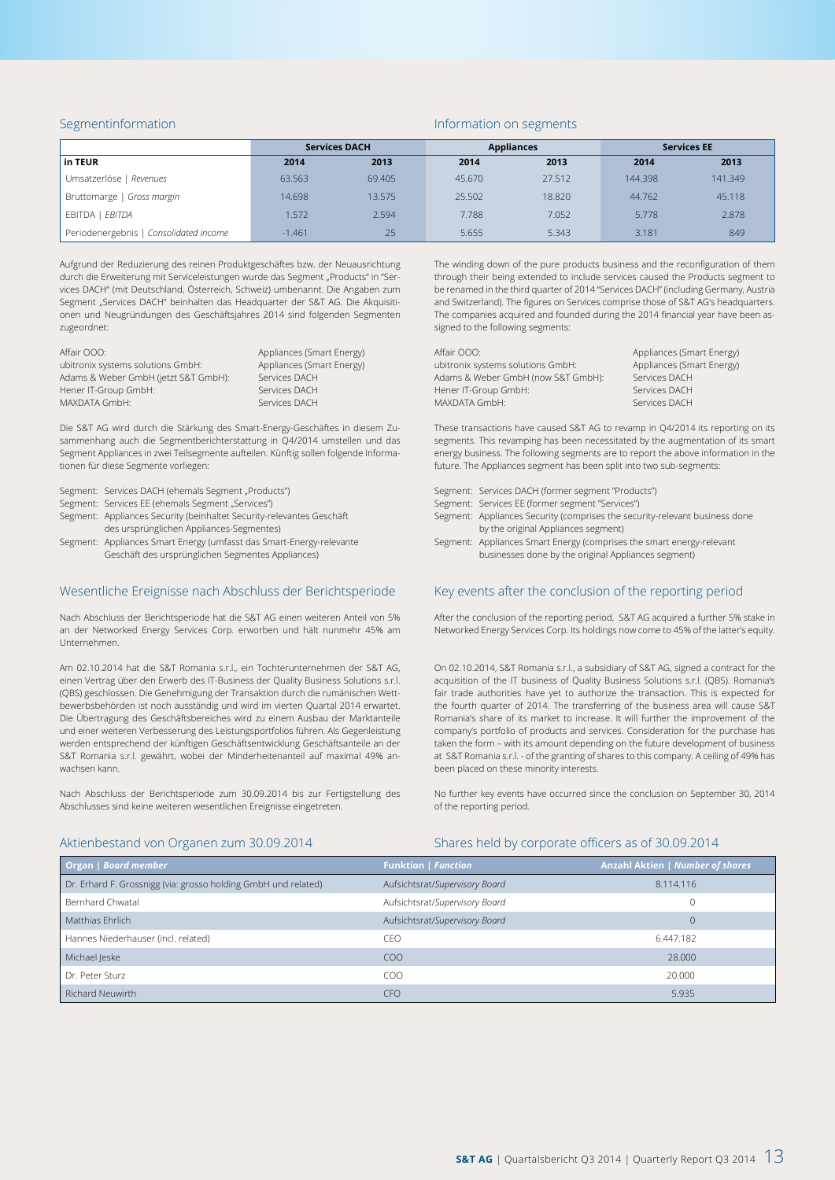## Segmentinformation

## Information on segments

| in TEUR | Services DACH | | Appliances | | Services EE | |
|---|---|---|---|---|---|---|
| | 2014 | 2013 | 2014 | 2013 | 2014 | 2013 |
| Umsatzerlöse \| *Revenues* | 63.563 | 69.405 | 45.670 | 27.512 | 144.398 | 141.349 |
| Bruttomarge \| *Gross margin* | 14.698 | 13.575 | 25.502 | 18.820 | 44.762 | 45.118 |
| EBITDA \| *EBITDA* | 1.572 | 2.594 | 7.788 | 7.052 | 5.778 | 2.878 |
| Periodenergebnis \| *Consolidated income* | -1.461 | 25 | 5.655 | 5.343 | 3.181 | 849 |

Aufgrund der Reduzierung des reinen Produktgeschäftes bzw. der Neuausrichtung durch die Erweiterung mit Serviceleistungen wurde das Segment „Products" in "Services DACH" (mit Deutschland, Österreich, Schweiz) umbenannt. Die Angaben zum Segment „Services DACH" beinhalten das Headquarter der S&T AG. Die Akquisitionen und Neugründungen des Geschäftsjahres 2014 sind folgenden Segmenten zugeordnet:

| | |
|---|---|
| Affair OOO: | Appliances (Smart Energy) |
| ubitronix systems solutions GmbH: | Appliances (Smart Energy) |
| Adams & Weber GmbH (jetzt S&T GmbH): | Services DACH |
| Hener IT-Group GmbH: | Services DACH |
| MAXDATA GmbH: | Services DACH |

Die S&T AG wird durch die Stärkung des Smart-Energy-Geschäftes in diesem Zusammenhang auch die Segmentberichterstattung in Q4/2014 umstellen und das Segment Appliances in zwei Teilsegmente aufteilen. Künftig sollen folgende Informationen für diese Segmente vorliegen:

- Segment: Services DACH (ehemals Segment „Products")
- Segment: Services EE (ehemals Segment „Services")
- Segment: Appliances Security (beinhaltet Security-relevantes Geschäft des ursprünglichen Appliances-Segmentes)
- Segment: Appliances Smart Energy (umfasst das Smart-Energy-relevante Geschäft des ursprünglichen Segmentes Appliances)

The winding down of the pure products business and the reconfiguration of them through their being extended to include services caused the Products segment to be renamed in the third quarter of 2014 "Services DACH" (including Germany, Austria and Switzerland). The figures on Services comprise those of S&T AG's headquarters. The companies acquired and founded during the 2014 financial year have been assigned to the following segments:

| | |
|---|---|
| Affair OOO: | Appliances (Smart Energy) |
| ubitronix systems solutions GmbH: | Appliances (Smart Energy) |
| Adams & Weber GmbH (now S&T GmbH): | Services DACH |
| Hener IT-Group GmbH: | Services DACH |
| MAXDATA GmbH: | Services DACH |

These transactions have caused S&T AG to revamp in Q4/2014 its reporting on its segments. This revamping has been necessitated by the augmentation of its smart energy business. The following segments are to report the above information in the future. The Appliances segment has been split into two sub-segments:

- Segment: Services DACH (former segment "Products")
- Segment: Services EE (former segment "Services")
- Segment: Appliances Security (comprises the security-relevant business done by the original Appliances segment)
- Segment: Appliances Smart Energy (comprises the smart energy-relevant businesses done by the original Appliances segment)

## Wesentliche Ereignisse nach Abschluss der Berichtsperiode

Nach Abschluss der Berichtsperiode hat die S&T AG einen weiteren Anteil von 5% an der Networked Energy Services Corp. erworben und hält nunmehr 45% am Unternehmen.

Am 02.10.2014 hat die S&T Romania s.r.l., ein Tochterunternehmen der S&T AG, einen Vertrag über den Erwerb des IT-Business der Quality Business Solutions s.r.l. (QBS) geschlossen. Die Genehmigung der Transaktion durch die rumänischen Wettbewerbsbehörden ist noch ausständig und wird im vierten Quartal 2014 erwartet. Die Übertragung des Geschäftsbereiches wird zu einem Ausbau der Marktanteile und einer weiteren Verbesserung des Leistungsportfolios führen. Als Gegenleistung werden entsprechend der künftigen Geschäftsentwicklung Geschäftsanteile an der S&T Romania s.r.l. gewährt, wobei der Minderheitenanteil auf maximal 49% anwachsen kann.

Nach Abschluss der Berichtsperiode zum 30.09.2014 bis zur Fertigstellung des Abschlusses sind keine weiteren wesentlichen Ereignisse eingetreten.

## Key events after the conclusion of the reporting period

After the conclusion of the reporting period, S&T AG acquired a further 5% stake in Networked Energy Services Corp. Its holdings now come to 45% of the latter's equity.

On 02.10.2014, S&T Romania s.r.l., a subsidiary of S&T AG, signed a contract for the acquisition of the IT business of Quality Business Solutions s.r.l. (QBS). Romania's fair trade authorities have yet to authorize the transaction. This is expected for the fourth quarter of 2014. The transferring of the business area will cause S&T Romania's share of its market to increase. It will further the improvement of the company's portfolio of products and services. Consideration for the purchase has taken the form – with its amount depending on the future development of business at S&T Romania s.r.l. - of the granting of shares to this company. A ceiling of 49% has been placed on these minority interests.

No further key events have occurred since the conclusion on September 30, 2014 of the reporting period.

## Aktienbestand von Organen zum 30.09.2014

## Shares held by corporate officers as of 30.09.2014

| Organ \| *Board member* | Funktion \| *Function* | Anzahl Aktien \| *Number of shares* |
|---|---|---|
| Dr. Erhard F. Grossnigg (via: grosso holding GmbH und related) | Aufsichtsrat/*Supervisory Board* | 8.114.116 |
| Bernhard Chwatal | Aufsichtsrat/*Supervisory Board* | 0 |
| Matthias Ehrlich | Aufsichtsrat/*Supervisory Board* | 0 |
| Hannes Niederhauser (incl. related) | CEO | 6.447.182 |
| Michael Jeske | COO | 28.000 |
| Dr. Peter Sturz | COO | 20.000 |
| Richard Neuwirth | CFO | 5.935 |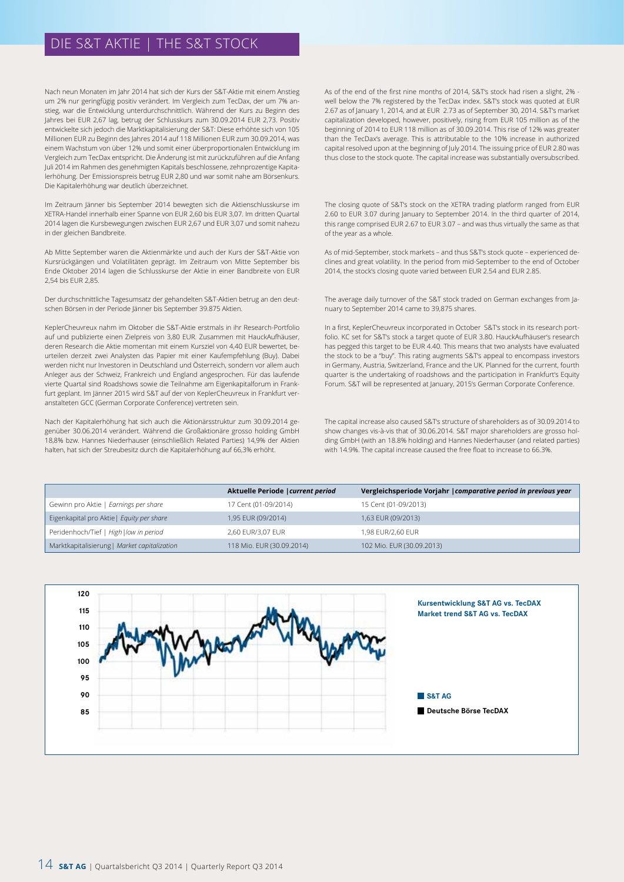# DIE S&T AKTIE | THE S&T STOCK

Nach neun Monaten im Jahr 2014 hat sich der Kurs der S&T-Aktie mit einem Anstieg um 2% nur geringfügig positiv verändert. Im Vergleich zum TecDax, der um 7% anstieg, war die Entwicklung unterdurchschnittlich. Während der Kurs zu Beginn des Jahres bei EUR 2,67 lag, betrug der Schlusskurs zum 30.09.2014 EUR 2,73. Positiv entwickelte sich jedoch die Marktkapitalisierung der S&T: Diese erhöhte sich von 105 Millionen EUR zu Beginn des Jahres 2014 auf 118 Millionen EUR zum 30.09.2014, was einem Wachstum von über 12% und somit einer überproportionalen Entwicklung im Vergleich zum TecDax entspricht. Die Änderung ist mit zurückzuführen auf die Anfang Juli 2014 im Rahmen des genehmigten Kapitals beschlossene, zehnprozentige Kapitalerhöhung. Der Emissionspreis betrug EUR 2,80 und war somit nahe am Börsenkurs. Die Kapitalerhöhung war deutlich überzeichnet.

Im Zeitraum Jänner bis September 2014 bewegten sich die Aktienschlusskurse im XETRA-Handel innerhalb einer Spanne von EUR 2,60 bis EUR 3,07. Im dritten Quartal 2014 lagen die Kursbewegungen zwischen EUR 2,67 und EUR 3,07 und somit nahezu in der gleichen Bandbreite.

Ab Mitte September waren die Aktienmärkte und auch der Kurs der S&T-Aktie von Kursrückgängen und Volatilitäten geprägt. Im Zeitraum von Mitte September bis Ende Oktober 2014 lagen die Schlusskurse der Aktie in einer Bandbreite von EUR 2,54 bis EUR 2,85.

Der durchschnittliche Tagesumsatz der gehandelten S&T-Aktien betrug an den deutschen Börsen in der Periode Jänner bis September 39.875 Aktien.

KeplerCheuvreux nahm im Oktober die S&T-Aktie erstmals in ihr Research-Portfolio auf und publizierte einen Zielpreis von 3,80 EUR. Zusammen mit HauckAufhäuser, deren Research die Aktie momentan mit einem Kursziel von 4,40 EUR bewertet, beurteilen derzeit zwei Analysten das Papier mit einer Kaufempfehlung (Buy). Dabei werden nicht nur Investoren in Deutschland und Österreich, sondern vor allem auch Anleger aus der Schweiz, Frankreich und England angesprochen. Für das laufende vierte Quartal sind Roadshows sowie die Teilnahme am Eigenkapitalforum in Frankfurt geplant. Im Jänner 2015 wird S&T auf der von KeplerCheuvreux in Frankfurt veranstalteten GCC (German Corporate Conference) vertreten sein.

Nach der Kapitalerhöhung hat sich auch die Aktionärsstruktur zum 30.09.2014 gegenüber 30.06.2014 verändert. Während die Großaktionäre grosso holding GmbH 18,8% bzw. Hannes Niederhauser (einschließlich Related Parties) 14,9% der Aktien halten, hat sich der Streubesitz durch die Kapitalerhöhung auf 66,3% erhöht.

As of the end of the first nine months of 2014, S&T's stock had risen a slight, 2% - well below the 7% registered by the TecDax index. S&T's stock was quoted at EUR 2.67 as of January 1, 2014, and at EUR 2.73 as of September 30, 2014. S&T's market capitalization developed, however, positively, rising from EUR 105 million as of the beginning of 2014 to EUR 118 million as of 30.09.2014. This rise of 12% was greater than the TecDax's average. This is attributable to the 10% increase in authorized capital resolved upon at the beginning of July 2014. The issuing price of EUR 2.80 was thus close to the stock quote. The capital increase was substantially oversubscribed.

The closing quote of S&T's stock on the XETRA trading platform ranged from EUR 2.60 to EUR 3.07 during January to September 2014. In the third quarter of 2014, this range comprised EUR 2.67 to EUR 3.07 – and was thus virtually the same as that of the year as a whole.

As of mid-September, stock markets – and thus S&T's stock quote – experienced declines and great volatility. In the period from mid-September to the end of October 2014, the stock's closing quote varied between EUR 2.54 and EUR 2.85.

The average daily turnover of the S&T stock traded on German exchanges from January to September 2014 came to 39,875 shares.

In a first, KeplerCheuvreux incorporated in October S&T's stock in its research portfolio. KC set for S&T's stock a target quote of EUR 3.80. HauckAufhäuser's research has pegged this target to be EUR 4.40. This means that two analysts have evaluated the stock to be a "buy". This rating augments S&T's appeal to encompass investors in Germany, Austria, Switzerland, France and the UK. Planned for the current, fourth quarter is the undertaking of roadshows and the participation in Frankfurt's Equity Forum. S&T will be represented at January, 2015's German Corporate Conference.

The capital increase also caused S&T's structure of shareholders as of 30.09.2014 to show changes vis-à-vis that of 30.06.2014. S&T major shareholders are grosso holding GmbH (with an 18.8% holding) and Hannes Niederhauser (and related parties) with 14.9%. The capital increase caused the free float to increase to 66.3%.

| | **Aktuelle Periode \|** ***current period*** | **Vergleichsperiode Vorjahr \|** ***comparative period in previous year*** |
|---|---|---|
| Gewinn pro Aktie \| *Earnings per share* | 17 Cent (01-09/2014) | 15 Cent (01-09/2013) |
| Eigenkapital pro Aktie\| *Equity per share* | 1,95 EUR (09/2014) | 1,63 EUR (09/2013) |
| Peridenhoch/Tief \| *High\|low in period* | 2,60 EUR/3,07 EUR | 1,98 EUR/2,60 EUR |
| Marktkapitalisierung\| *Market capitalization* | 118 Mio. EUR (30.09.2014) | 102 Mio. EUR (30.09.2013) |

**Kursentwicklung S&T AG vs. TecDAX**
**Market trend S&T AG vs. TecDAX**

■ S&T AG
■ Deutsche Börse TecDAX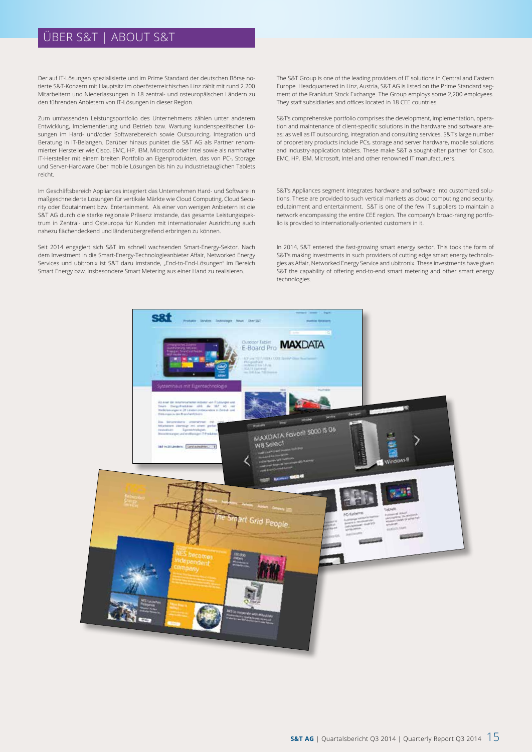# ÜBER S&T | ABOUT S&T

Der auf IT-Lösungen spezialisierte und im Prime Standard der deutschen Börse notierte S&T-Konzern mit Hauptsitz im oberösterreichischen Linz zählt mit rund 2.200 Mitarbeitern und Niederlassungen in 18 zentral- und osteuropäischen Ländern zu den führenden Anbietern von IT-Lösungen in dieser Region.

Zum umfassenden Leistungsportfolio des Unternehmens zählen unter anderem Entwicklung, Implementierung und Betrieb bzw. Wartung kundenspezifischer Lösungen im Hard- und/oder Softwarebereich sowie Outsourcing, Integration und Beratung in IT-Belangen. Darüber hinaus punktet die S&T AG als Partner renommierter Hersteller wie Cisco, EMC, HP, IBM, Microsoft oder Intel sowie als namhafter IT-Hersteller mit einem breiten Portfolio an Eigenprodukten, das von PC-, Storage und Server-Hardware über mobile Lösungen bis hin zu industrietauglichen Tablets reicht.

Im Geschäftsbereich Appliances integriert das Unternehmen Hard- und Software in maßgeschneiderte Lösungen für vertikale Märkte wie Cloud Computing, Cloud Security oder Edutainment bzw. Entertainment. Als einer von wenigen Anbietern ist die S&T AG durch die starke regionale Präsenz imstande, das gesamte Leistungsspektrum in Zentral- und Osteuropa für Kunden mit internationaler Ausrichtung auch nahezu flächendeckend und länderübergreifend erbringen zu können.

Seit 2014 engagiert sich S&T im schnell wachsenden Smart-Energy-Sektor. Nach dem Investment in die Smart-Energy-Technologieanbieter Affair, Networked Energy Services und ubitronix ist S&T dazu imstande, „End-to-End-Lösungen" im Bereich Smart Energy bzw. insbesondere Smart Metering aus einer Hand zu realisieren.

The S&T Group is one of the leading providers of IT solutions in Central and Eastern Europe. Headquartered in Linz, Austria, S&T AG is listed on the Prime Standard segment of the Frankfurt Stock Exchange. The Group employs some 2,200 employees. They staff subsidiaries and offices located in 18 CEE countries.

S&T's comprehensive portfolio comprises the development, implementation, operation and maintenance of client-specific solutions in the hardware and software areas; as well as IT outsourcing, integration and consulting services. S&T's large number of proprietary products include PCs, storage and server hardware, mobile solutions and industry-application tablets. These make S&T a sought-after partner for Cisco, EMC, HP, IBM, Microsoft, Intel and other renowned IT manufacturers.

S&T's Appliances segment integrates hardware and software into customized solutions. These are provided to such vertical markets as cloud computing and security, edutainment and entertainment. S&T is one of the few IT suppliers to maintain a network encompassing the entire CEE region. The company's broad-ranging portfolio is provided to internationally-oriented customers in it.

In 2014, S&T entered the fast-growing smart energy sector. This took the form of S&T's making investments in such providers of cutting edge smart energy technologies as Affair, Networked Energy Service and ubitronix. These investments have given S&T the capability of offering end-to-end smart metering and other smart energy technologies.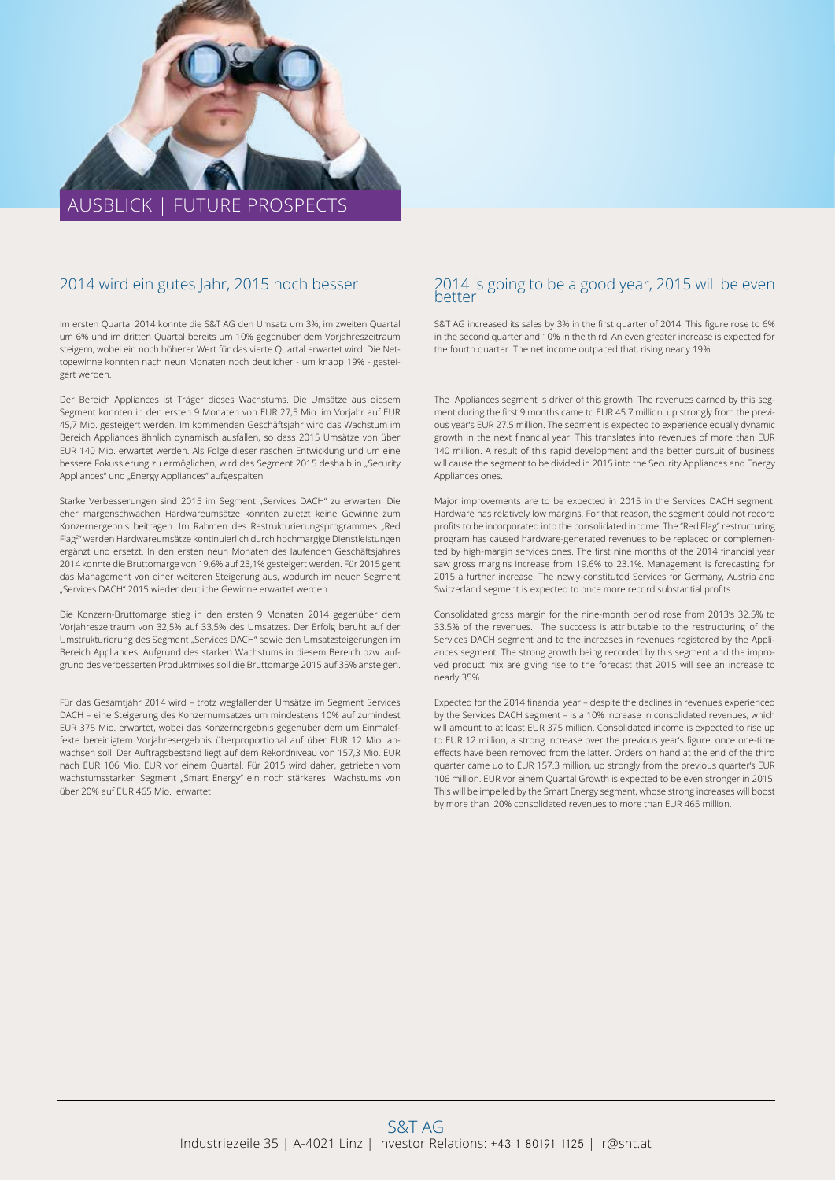# AUSBLICK | FUTURE PROSPECTS

## 2014 wird ein gutes Jahr, 2015 noch besser

Im ersten Quartal 2014 konnte die S&T AG den Umsatz um 3%, im zweiten Quartal um 6% und im dritten Quartal bereits um 10% gegenüber dem Vorjahreszeitraum steigern, wobei ein noch höherer Wert für das vierte Quartal erwartet wird. Die Nettogewinne konnten nach neun Monaten noch deutlicher - um knapp 19% - gesteigert werden.

Der Bereich Appliances ist Träger dieses Wachstums. Die Umsätze aus diesem Segment konnten in den ersten 9 Monaten von EUR 27,5 Mio. im Vorjahr auf EUR 45,7 Mio. gesteigert werden. Im kommenden Geschäftsjahr wird das Wachstum im Bereich Appliances ähnlich dynamisch ausfallen, so dass 2015 Umsätze von über EUR 140 Mio. erwartet werden. Als Folge dieser raschen Entwicklung und um eine bessere Fokussierung zu ermöglichen, wird das Segment 2015 deshalb in „Security Appliances" und „Energy Appliances" aufgespalten.

Starke Verbesserungen sind 2015 im Segment „Services DACH" zu erwarten. Die eher margenschwachen Hardwareumsätze konnten zuletzt keine Gewinne zum Konzernergebnis beitragen. Im Rahmen des Restrukturierungsprogrammes „Red Flag²" werden Hardwareumsätze kontinuierlich durch hochmargige Dienstleistungen ergänzt und ersetzt. In den ersten neun Monaten des laufenden Geschäftsjahres 2014 konnte die Bruttomarge von 19,6% auf 23,1% gesteigert werden. Für 2015 geht das Management von einer weiteren Steigerung aus, wodurch im neuen Segment „Services DACH" 2015 wieder deutliche Gewinne erwartet werden.

Die Konzern-Bruttomarge stieg in den ersten 9 Monaten 2014 gegenüber dem Vorjahreszeitraum von 32,5% auf 33,5% des Umsatzes. Der Erfolg beruht auf der Umstrukturierung des Segment „Services DACH" sowie den Umsatzsteigerungen im Bereich Appliances. Aufgrund des starken Wachstums in diesem Bereich bzw. aufgrund des verbesserten Produktmixes soll die Bruttomarge 2015 auf 35% ansteigen.

Für das Gesamtjahr 2014 wird – trotz wegfallender Umsätze im Segment Services DACH – eine Steigerung des Konzernumsatzes um mindestens 10% auf zumindest EUR 375 Mio. erwartet, wobei das Konzernergebnis gegenüber dem um Einmaleffekte bereinigtem Vorjahresergebnis überproportional auf über EUR 12 Mio. anwachsen soll. Der Auftragsbestand liegt auf dem Rekordniveau von 157,3 Mio. EUR nach EUR 106 Mio. EUR vor einem Quartal. Für 2015 wird daher, getrieben vom wachstumsstarken Segment „Smart Energy" ein noch stärkeres Wachstums von über 20% auf EUR 465 Mio. erwartet.

## 2014 is going to be a good year, 2015 will be even better

S&T AG increased its sales by 3% in the first quarter of 2014. This figure rose to 6% in the second quarter and 10% in the third. An even greater increase is expected for the fourth quarter. The net income outpaced that, rising nearly 19%.

The Appliances segment is driver of this growth. The revenues earned by this segment during the first 9 months came to EUR 45.7 million, up strongly from the previous year's EUR 27.5 million. The segment is expected to experience equally dynamic growth in the next financial year. This translates into revenues of more than EUR 140 million. A result of this rapid development and the better pursuit of business will cause the segment to be divided in 2015 into the Security Appliances and Energy Appliances ones.

Major improvements are to be expected in 2015 in the Services DACH segment. Hardware has relatively low margins. For that reason, the segment could not record profits to be incorporated into the consolidated income. The "Red Flag" restructuring program has caused hardware-generated revenues to be replaced or complemented by high-margin services ones. The first nine months of the 2014 financial year saw gross margins increase from 19.6% to 23.1%. Management is forecasting for 2015 a further increase. The newly-constituted Services for Germany, Austria and Switzerland segment is expected to once more record substantial profits.

Consolidated gross margin for the nine-month period rose from 2013's 32.5% to 33.5% of the revenues. The succcess is attributable to the restructuring of the Services DACH segment and to the increases in revenues registered by the Appliances segment. The strong growth being recorded by this segment and the improved product mix are giving rise to the forecast that 2015 will see an increase to nearly 35%.

Expected for the 2014 financial year – despite the declines in revenues experienced by the Services DACH segment – is a 10% increase in consolidated revenues, which will amount to at least EUR 375 million. Consolidated income is expected to rise up to EUR 12 million, a strong increase over the previous year's figure, once one-time effects have been removed from the latter. Orders on hand at the end of the third quarter came uo to EUR 157.3 million, up strongly from the previous quarter's EUR 106 million. EUR vor einem Quartal Growth is expected to be even stronger in 2015. This will be impelled by the Smart Energy segment, whose strong increases will boost by more than 20% consolidated revenues to more than EUR 465 million.

S&T AG
Industriezeile 35 | A-4021 Linz | Investor Relations: +43 1 80191 1125 | ir@snt.at